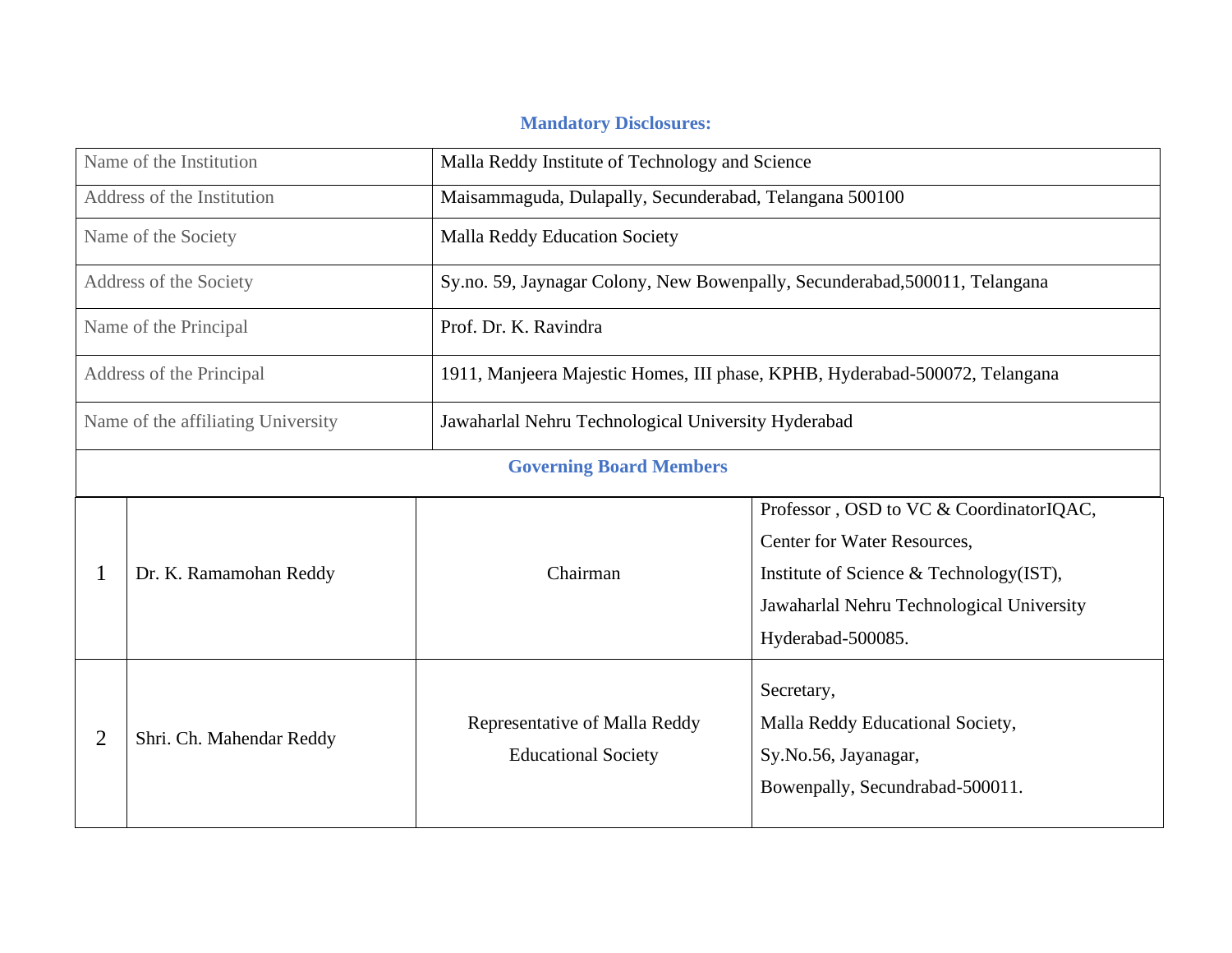## Mandatory Disclosures:

| | |
|---|---|
| Name of the Institution | Malla Reddy Institute of Technology and Science |
| Address of the Institution | Maisammaguda, Dulapally, Secunderabad, Telangana 500100 |
| Name of the Society | Malla Reddy Education Society |
| Address of the Society | Sy.no. 59, Jaynagar Colony, New Bowenpally, Secunderabad,500011, Telangana |
| Name of the Principal | Prof. Dr. K. Ravindra |
| Address of the Principal | 1911, Manjeera Majestic Homes, III phase, KPHB, Hyderabad-500072, Telangana |
| Name of the affiliating University | Jawaharlal Nehru Technological University Hyderabad |

### Governing Board Members

| | | | |
|---|---|---|---|
| 1 | Dr. K. Ramamohan Reddy | Chairman | Professor , OSD to VC & CoordinatorIQAC,<br>Center for Water Resources,<br>Institute of Science & Technology(IST),<br>Jawaharlal Nehru Technological University<br>Hyderabad-500085. |
| 2 | Shri. Ch. Mahendar Reddy | Representative of Malla Reddy Educational Society | Secretary,<br>Malla Reddy Educational Society,<br>Sy.No.56, Jayanagar,<br>Bowenpally, Secundrabad-500011. |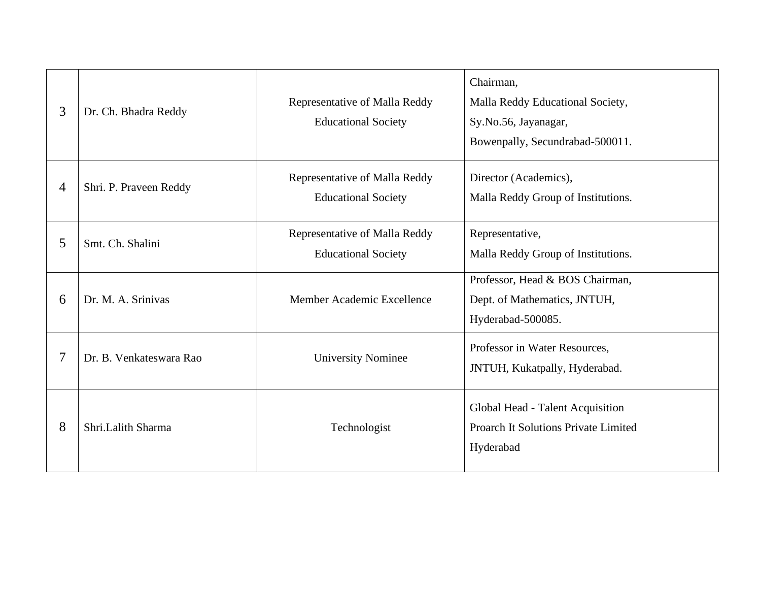| 3 | Dr. Ch. Bhadra Reddy | Representative of Malla Reddy Educational Society | Chairman,<br>Malla Reddy Educational Society,<br>Sy.No.56, Jayanagar,<br>Bowenpally, Secundrabad-500011. |
|---|---|---|---|
| 4 | Shri. P. Praveen Reddy | Representative of Malla Reddy Educational Society | Director (Academics),<br>Malla Reddy Group of Institutions. |
| 5 | Smt. Ch. Shalini | Representative of Malla Reddy Educational Society | Representative,<br>Malla Reddy Group of Institutions. |
| 6 | Dr. M. A. Srinivas | Member Academic Excellence | Professor, Head & BOS Chairman,<br>Dept. of Mathematics, JNTUH,<br>Hyderabad-500085. |
| 7 | Dr. B. Venkateswara Rao | University Nominee | Professor in Water Resources,<br>JNTUH, Kukatpally, Hyderabad. |
| 8 | Shri.Lalith Sharma | Technologist | Global Head - Talent Acquisition<br>Proarch It Solutions Private Limited<br>Hyderabad |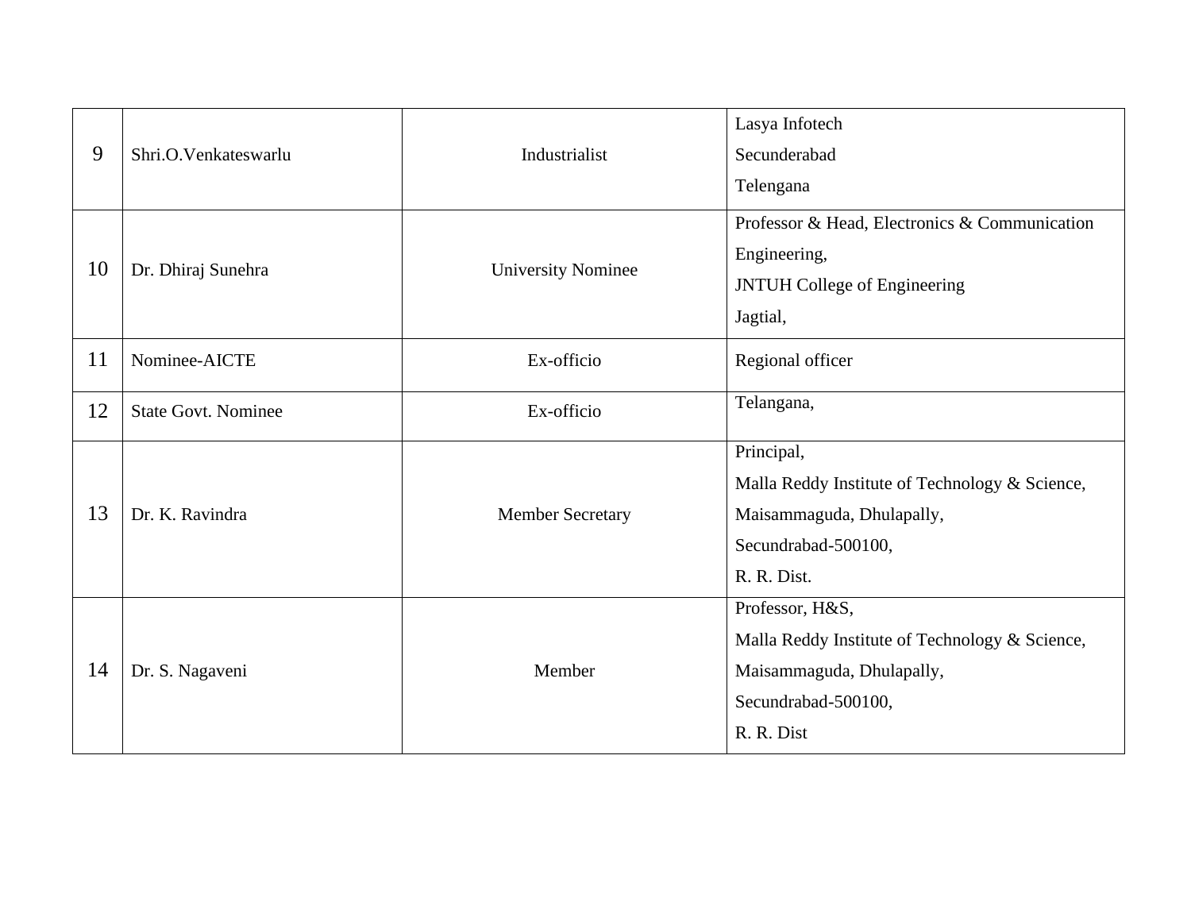| 9 | Shri.O.Venkateswarlu | Industrialist | Lasya Infotech<br>Secunderabad<br>Telengana |
|---|---|---|---|
| 10 | Dr. Dhiraj Sunehra | University Nominee | Professor & Head, Electronics & Communication Engineering,<br>JNTUH College of Engineering<br>Jagtial, |
| 11 | Nominee-AICTE | Ex-officio | Regional officer |
| 12 | State Govt. Nominee | Ex-officio | Telangana, |
| 13 | Dr. K. Ravindra | Member Secretary | Principal,<br>Malla Reddy Institute of Technology & Science,<br>Maisammaguda, Dhulapally,<br>Secundrabad-500100,<br>R. R. Dist. |
| 14 | Dr. S. Nagaveni | Member | Professor, H&S,<br>Malla Reddy Institute of Technology & Science,<br>Maisammaguda, Dhulapally,<br>Secundrabad-500100,<br>R. R. Dist |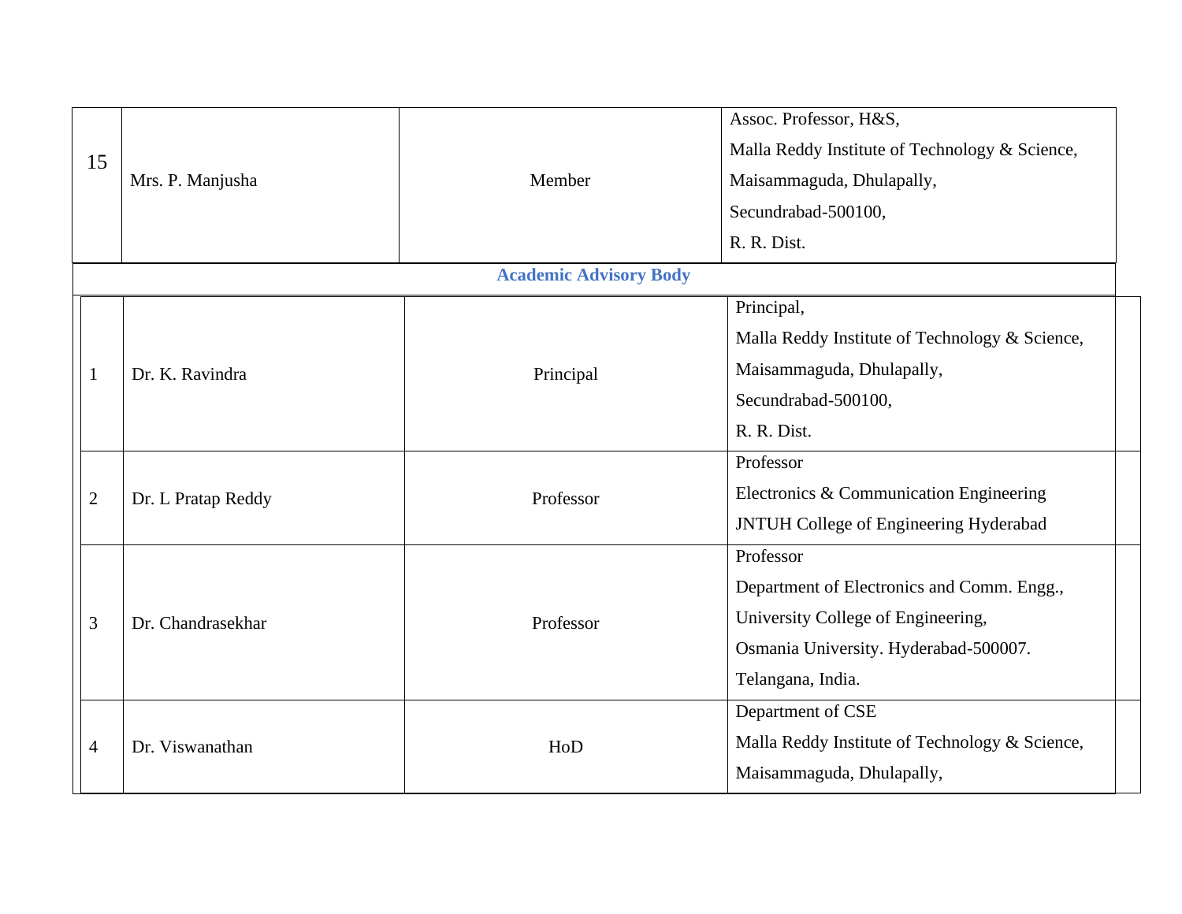| 15 | Mrs. P. Manjusha | Member | Assoc. Professor, H&S,<br>Malla Reddy Institute of Technology & Science,<br>Maisammaguda, Dhulapally,<br>Secundrabad-500100,<br>R. R. Dist. |
|---|---|---|---|

**Academic Advisory Body**

| 1 | Dr. K. Ravindra | Principal | Principal,<br>Malla Reddy Institute of Technology & Science,<br>Maisammaguda, Dhulapally,<br>Secundrabad-500100,<br>R. R. Dist. |
|---|---|---|---|
| 2 | Dr. L Pratap Reddy | Professor | Professor<br>Electronics & Communication Engineering<br>JNTUH College of Engineering Hyderabad |
| 3 | Dr. Chandrasekhar | Professor | Professor<br>Department of Electronics and Comm. Engg.,<br>University College of Engineering,<br>Osmania University. Hyderabad-500007.<br>Telangana, India. |
| 4 | Dr. Viswanathan | HoD | Department of CSE<br>Malla Reddy Institute of Technology & Science,<br>Maisammaguda, Dhulapally, |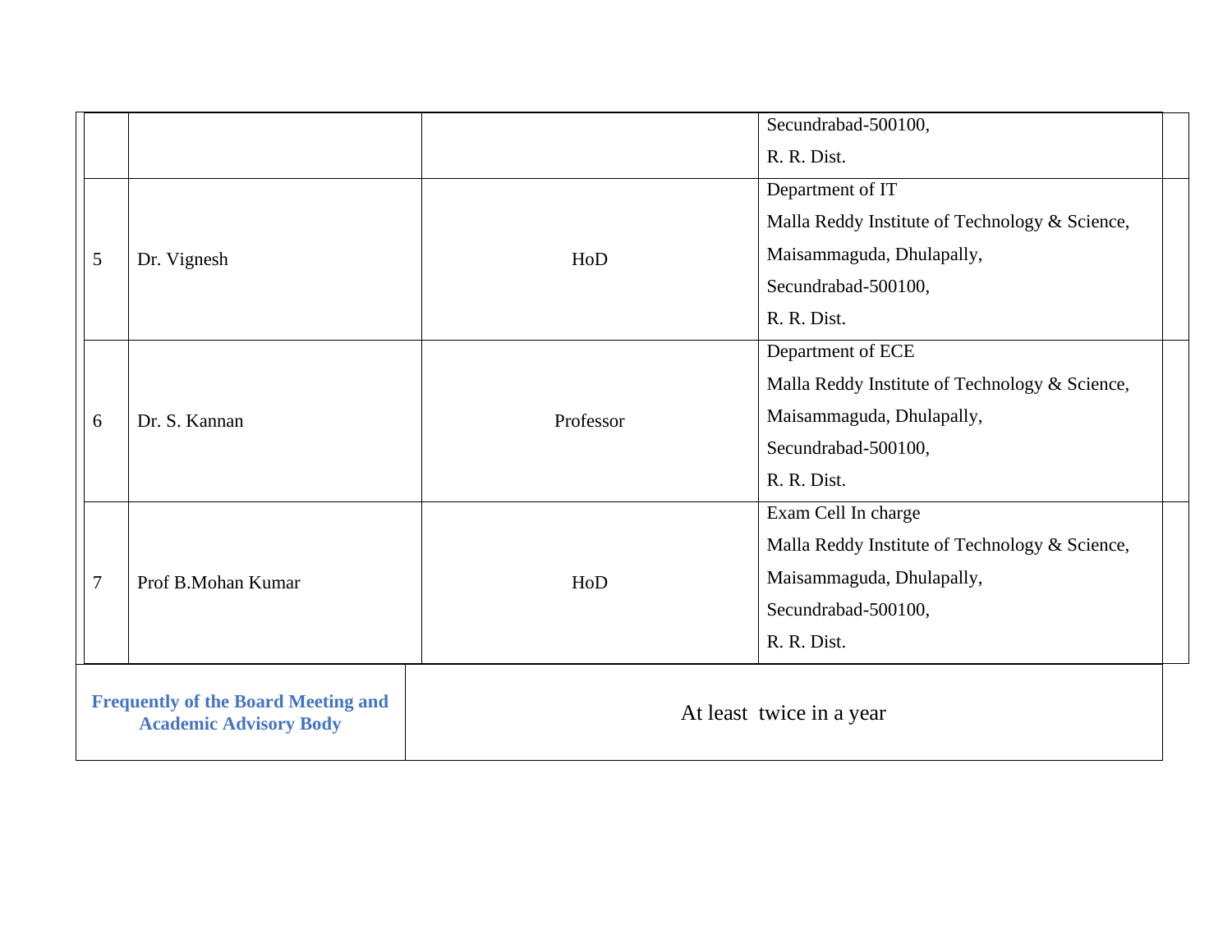| | | | |
|---|---|---|---|
| | | | Secundrabad-500100,<br>R. R. Dist. |
| 5 | Dr. Vignesh | HoD | Department of IT<br>Malla Reddy Institute of Technology & Science,<br>Maisammaguda, Dhulapally,<br>Secundrabad-500100,<br>R. R. Dist. |
| 6 | Dr. S. Kannan | Professor | Department of ECE<br>Malla Reddy Institute of Technology & Science,<br>Maisammaguda, Dhulapally,<br>Secundrabad-500100,<br>R. R. Dist. |
| 7 | Prof B.Mohan Kumar | HoD | Exam Cell In charge<br>Malla Reddy Institute of Technology & Science,<br>Maisammaguda, Dhulapally,<br>Secundrabad-500100,<br>R. R. Dist. |

| | |
|---|---|
| **Frequently of the Board Meeting and Academic Advisory Body** | At least twice in a year |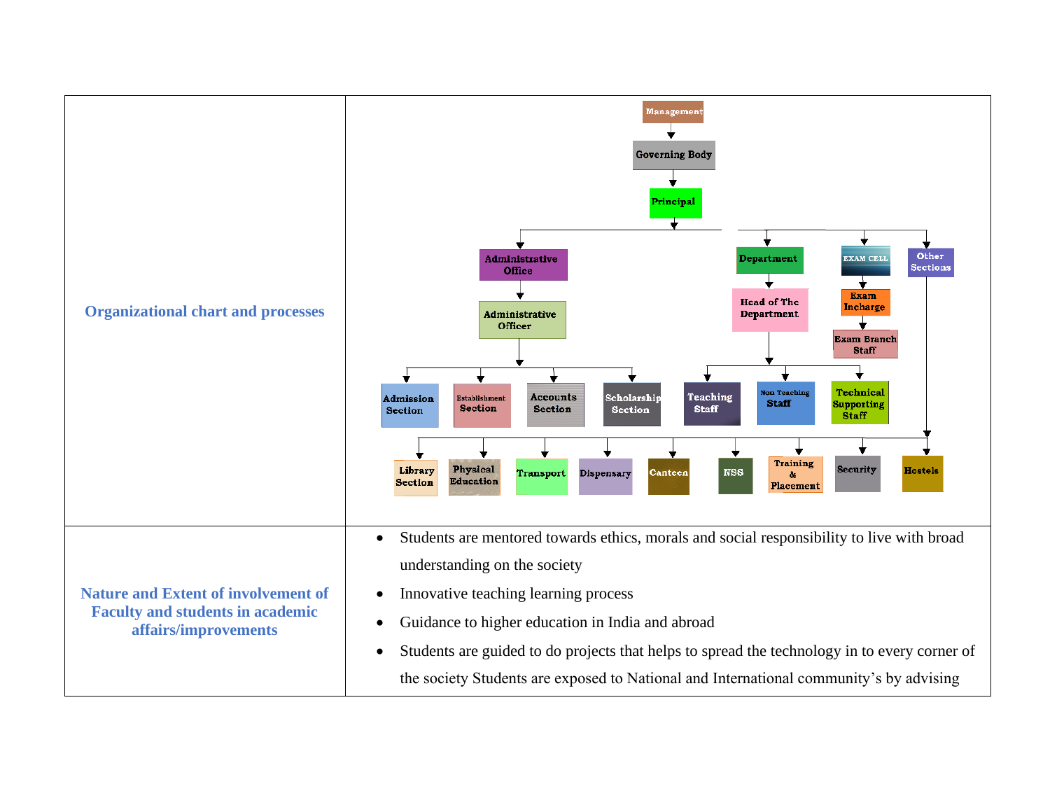| | |
|---|---|
| **Organizational chart and processes** | Management → Governing Body → Principal → Administrative Office; Department; EXAM CELL; Other Sections<br>Administrative Office → Administrative Officer → Admission Section; Establishment Section; Accounts Section; Scholarship Section<br>Department → Head of The Department → Teaching Staff; Non Teaching Staff; Technical Supporting Staff<br>EXAM CELL → Exam Incharge → Exam Branch Staff<br>Other Sections → Library Section; Physical Education; Transport; Dispensary; Canteen; NSS; Training & Placement; Security; Hostels |
| **Nature and Extent of involvement of Faculty and students in academic affairs/improvements** | • Students are mentored towards ethics, morals and social responsibility to live with broad understanding on the society<br>• Innovative teaching learning process<br>• Guidance to higher education in India and abroad<br>• Students are guided to do projects that helps to spread the technology in to every corner of the society Students are exposed to National and International community's by advising |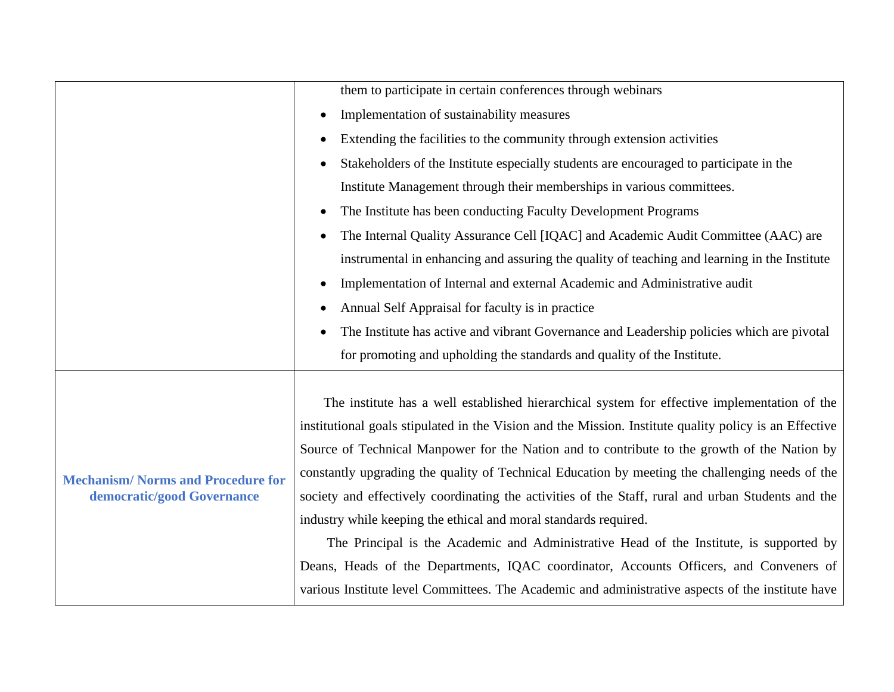| | |
|---|---|
| | them to participate in certain conferences through webinars<br>• Implementation of sustainability measures<br>• Extending the facilities to the community through extension activities<br>• Stakeholders of the Institute especially students are encouraged to participate in the Institute Management through their memberships in various committees.<br>• The Institute has been conducting Faculty Development Programs<br>• The Internal Quality Assurance Cell [IQAC] and Academic Audit Committee (AAC) are instrumental in enhancing and assuring the quality of teaching and learning in the Institute<br>• Implementation of Internal and external Academic and Administrative audit<br>• Annual Self Appraisal for faculty is in practice<br>• The Institute has active and vibrant Governance and Leadership policies which are pivotal for promoting and upholding the standards and quality of the Institute. |
| **Mechanism/ Norms and Procedure for democratic/good Governance** | The institute has a well established hierarchical system for effective implementation of the institutional goals stipulated in the Vision and the Mission. Institute quality policy is an Effective Source of Technical Manpower for the Nation and to contribute to the growth of the Nation by constantly upgrading the quality of Technical Education by meeting the challenging needs of the society and effectively coordinating the activities of the Staff, rural and urban Students and the industry while keeping the ethical and moral standards required.<br>The Principal is the Academic and Administrative Head of the Institute, is supported by Deans, Heads of the Departments, IQAC coordinator, Accounts Officers, and Conveners of various Institute level Committees. The Academic and administrative aspects of the institute have |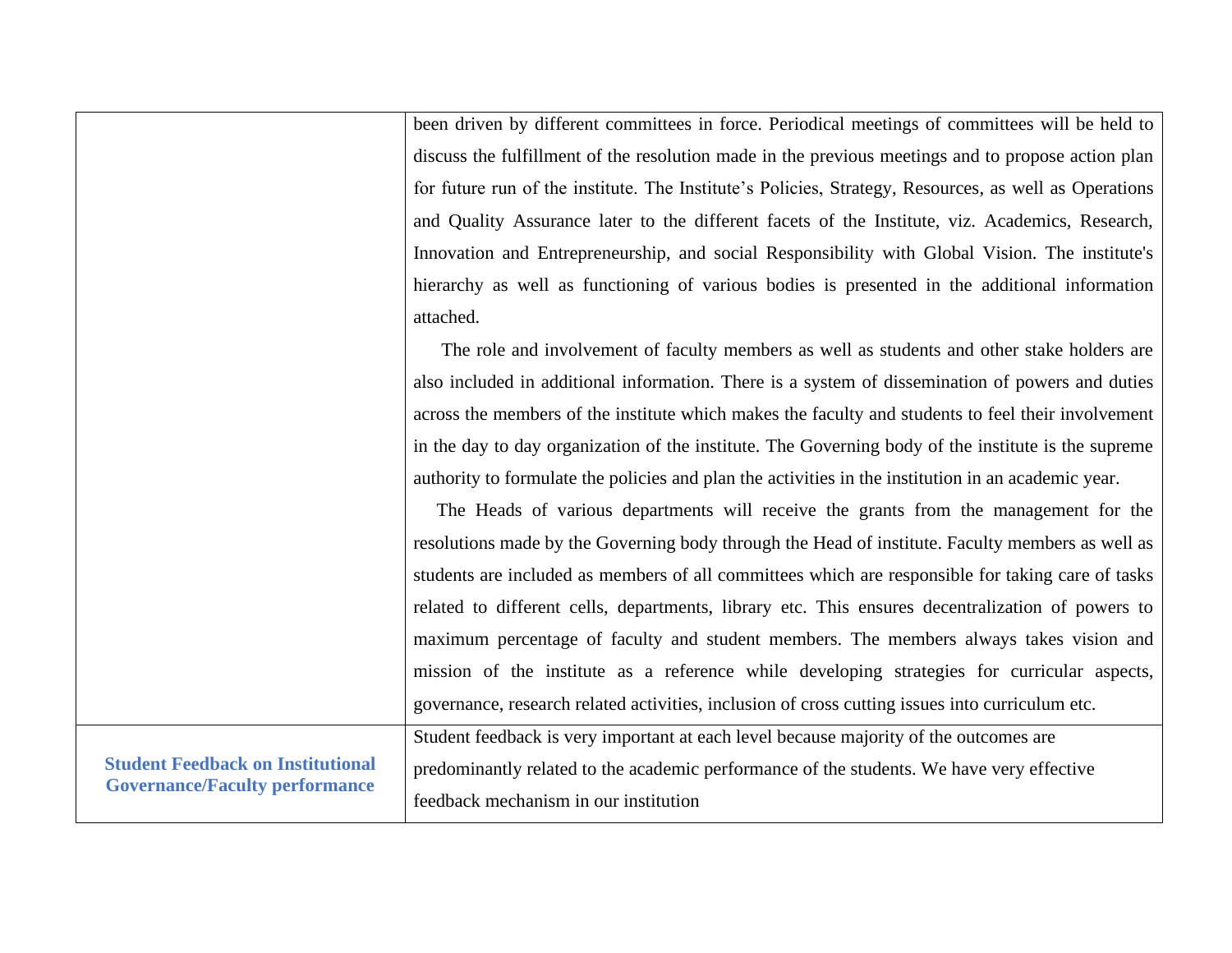| | |
|---|---|
| | been driven by different committees in force. Periodical meetings of committees will be held to discuss the fulfillment of the resolution made in the previous meetings and to propose action plan for future run of the institute. The Institute's Policies, Strategy, Resources, as well as Operations and Quality Assurance later to the different facets of the Institute, viz. Academics, Research, Innovation and Entrepreneurship, and social Responsibility with Global Vision. The institute's hierarchy as well as functioning of various bodies is presented in the additional information attached.<br><br>The role and involvement of faculty members as well as students and other stake holders are also included in additional information. There is a system of dissemination of powers and duties across the members of the institute which makes the faculty and students to feel their involvement in the day to day organization of the institute. The Governing body of the institute is the supreme authority to formulate the policies and plan the activities in the institution in an academic year.<br><br>The Heads of various departments will receive the grants from the management for the resolutions made by the Governing body through the Head of institute. Faculty members as well as students are included as members of all committees which are responsible for taking care of tasks related to different cells, departments, library etc. This ensures decentralization of powers to maximum percentage of faculty and student members. The members always takes vision and mission of the institute as a reference while developing strategies for curricular aspects, governance, research related activities, inclusion of cross cutting issues into curriculum etc. |
| **Student Feedback on Institutional Governance/Faculty performance** | Student feedback is very important at each level because majority of the outcomes are predominantly related to the academic performance of the students. We have very effective feedback mechanism in our institution |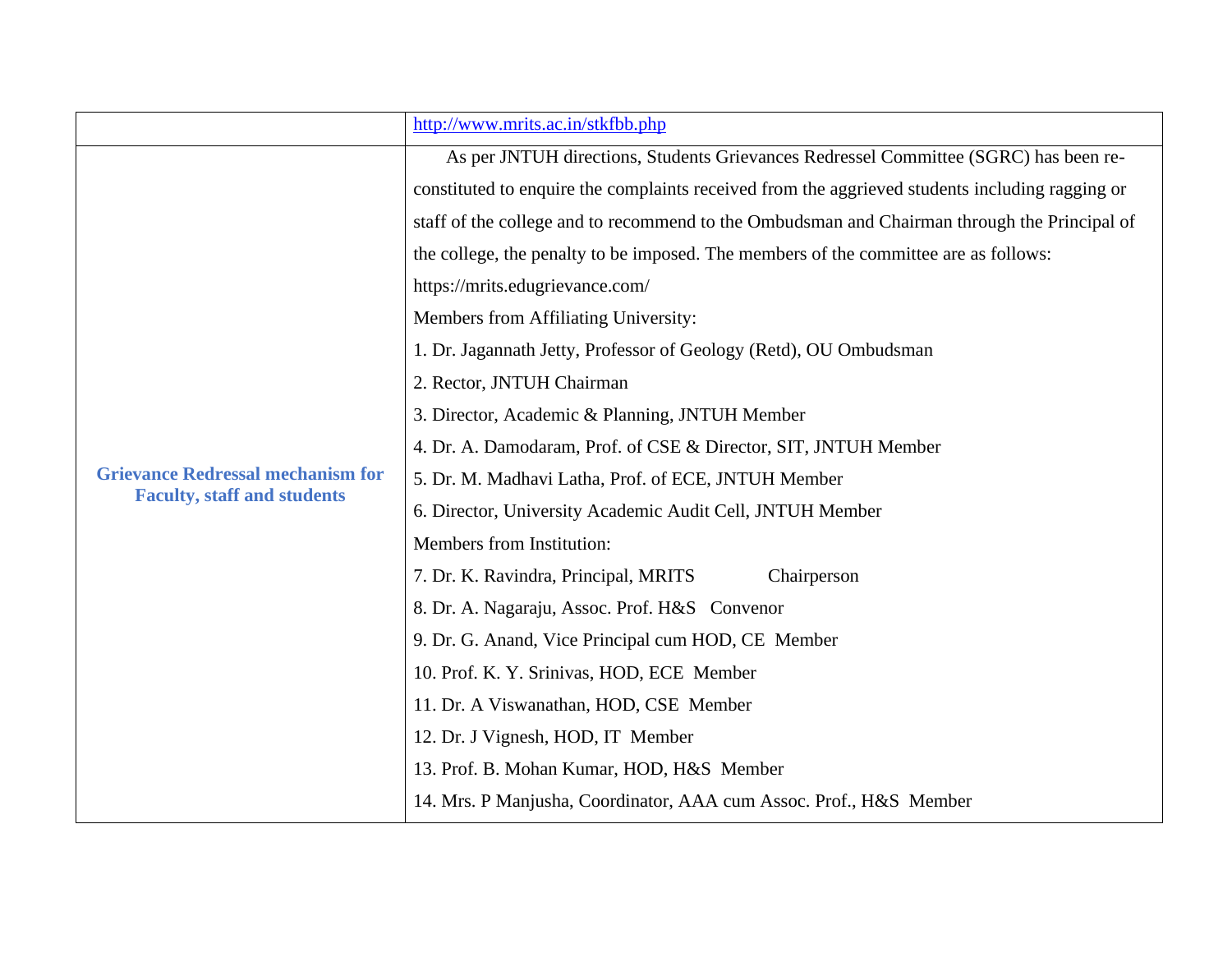| | |
|---|---|
| | http://www.mrits.ac.in/stkfbb.php |
| **Grievance Redressal mechanism for Faculty, staff and students** | As per JNTUH directions, Students Grievances Redressel Committee (SGRC) has been re-constituted to enquire the complaints received from the aggrieved students including ragging or staff of the college and to recommend to the Ombudsman and Chairman through the Principal of the college, the penalty to be imposed. The members of the committee are as follows:<br>https://mrits.edugrievance.com/<br>Members from Affiliating University:<br>1. Dr. Jagannath Jetty, Professor of Geology (Retd), OU Ombudsman<br>2. Rector, JNTUH Chairman<br>3. Director, Academic & Planning, JNTUH Member<br>4. Dr. A. Damodaram, Prof. of CSE & Director, SIT, JNTUH Member<br>5. Dr. M. Madhavi Latha, Prof. of ECE, JNTUH Member<br>6. Director, University Academic Audit Cell, JNTUH Member<br>Members from Institution:<br>7. Dr. K. Ravindra, Principal, MRITS Chairperson<br>8. Dr. A. Nagaraju, Assoc. Prof. H&S Convenor<br>9. Dr. G. Anand, Vice Principal cum HOD, CE Member<br>10. Prof. K. Y. Srinivas, HOD, ECE Member<br>11. Dr. A Viswanathan, HOD, CSE Member<br>12. Dr. J Vignesh, HOD, IT Member<br>13. Prof. B. Mohan Kumar, HOD, H&S Member<br>14. Mrs. P Manjusha, Coordinator, AAA cum Assoc. Prof., H&S Member |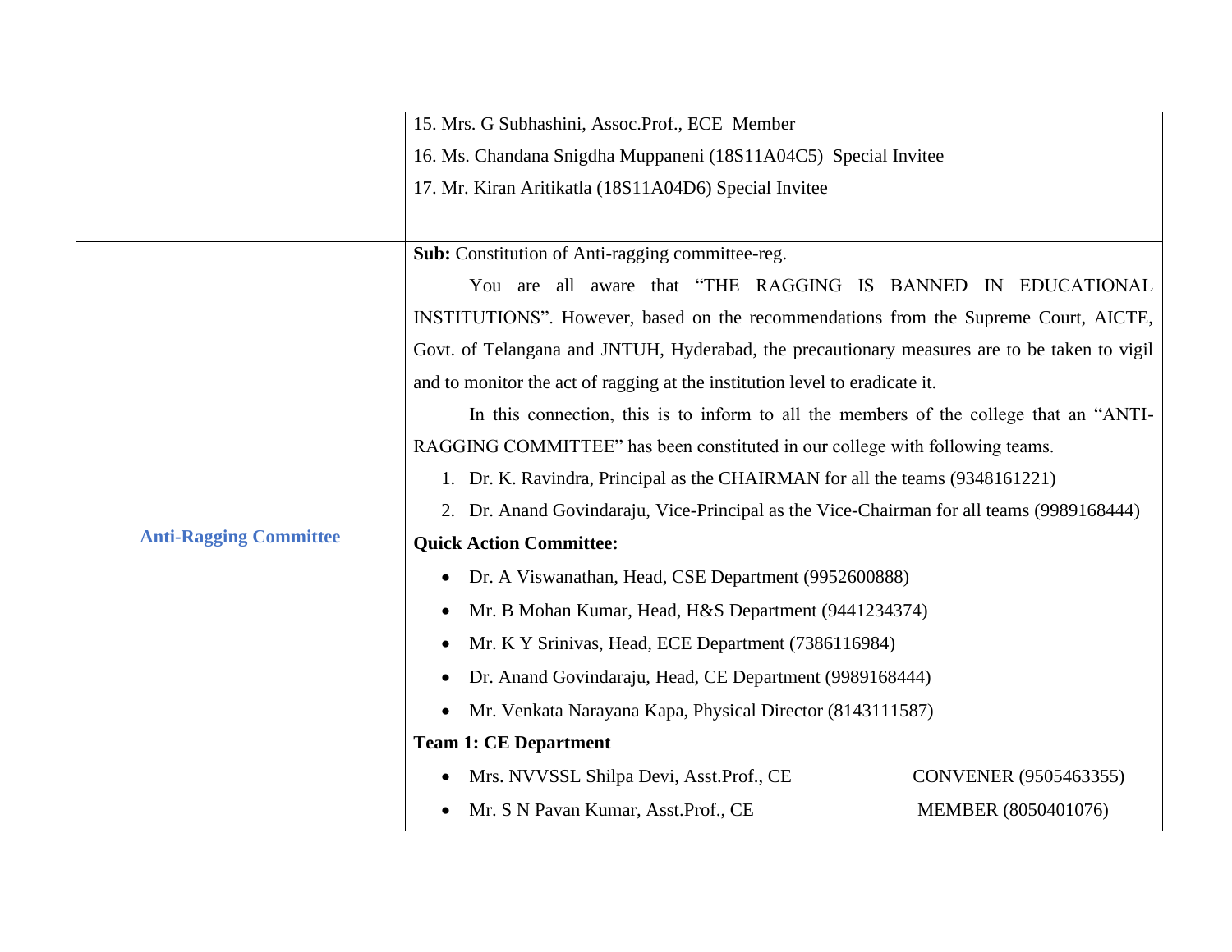| | |
|---|---|
| | 15. Mrs. G Subhashini, Assoc.Prof., ECE Member<br>16. Ms. Chandana Snigdha Muppaneni (18S11A04C5) Special Invitee<br>17. Mr. Kiran Aritikatla (18S11A04D6) Special Invitee |
| **Anti-Ragging Committee** | **Sub:** Constitution of Anti-ragging committee-reg.<br>You are all aware that "THE RAGGING IS BANNED IN EDUCATIONAL INSTITUTIONS". However, based on the recommendations from the Supreme Court, AICTE, Govt. of Telangana and JNTUH, Hyderabad, the precautionary measures are to be taken to vigil and to monitor the act of ragging at the institution level to eradicate it.<br>In this connection, this is to inform to all the members of the college that an "ANTI-RAGGING COMMITTEE" has been constituted in our college with following teams.<br>1. Dr. K. Ravindra, Principal as the CHAIRMAN for all the teams (9348161221)<br>2. Dr. Anand Govindaraju, Vice-Principal as the Vice-Chairman for all teams (9989168444)<br>**Quick Action Committee:**<br>• Dr. A Viswanathan, Head, CSE Department (9952600888)<br>• Mr. B Mohan Kumar, Head, H&S Department (9441234374)<br>• Mr. K Y Srinivas, Head, ECE Department (7386116984)<br>• Dr. Anand Govindaraju, Head, CE Department (9989168444)<br>• Mr. Venkata Narayana Kapa, Physical Director (8143111587)<br>**Team 1: CE Department**<br>• Mrs. NVVSSL Shilpa Devi, Asst.Prof., CE CONVENER (9505463355)<br>• Mr. S N Pavan Kumar, Asst.Prof., CE MEMBER (8050401076) |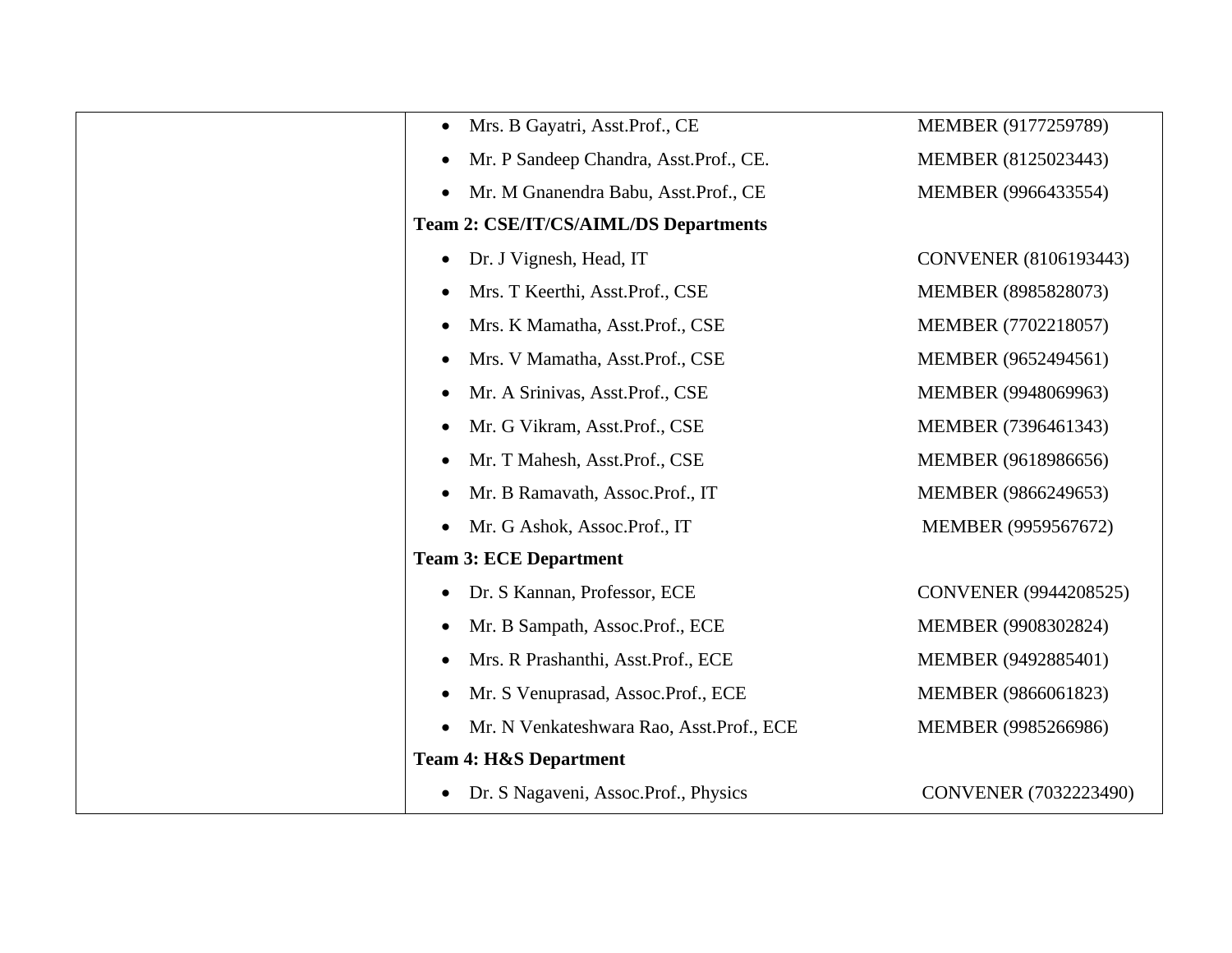| | |
|---|---|
| | • Mrs. B Gayatri, Asst.Prof., CE MEMBER (9177259789)<br>• Mr. P Sandeep Chandra, Asst.Prof., CE. MEMBER (8125023443)<br>• Mr. M Gnanendra Babu, Asst.Prof., CE MEMBER (9966433554)<br>**Team 2: CSE/IT/CS/AIML/DS Departments**<br>• Dr. J Vignesh, Head, IT CONVENER (8106193443)<br>• Mrs. T Keerthi, Asst.Prof., CSE MEMBER (8985828073)<br>• Mrs. K Mamatha, Asst.Prof., CSE MEMBER (7702218057)<br>• Mrs. V Mamatha, Asst.Prof., CSE MEMBER (9652494561)<br>• Mr. A Srinivas, Asst.Prof., CSE MEMBER (9948069963)<br>• Mr. G Vikram, Asst.Prof., CSE MEMBER (7396461343)<br>• Mr. T Mahesh, Asst.Prof., CSE MEMBER (9618986656)<br>• Mr. B Ramavath, Assoc.Prof., IT MEMBER (9866249653)<br>• Mr. G Ashok, Assoc.Prof., IT MEMBER (9959567672)<br>**Team 3: ECE Department**<br>• Dr. S Kannan, Professor, ECE CONVENER (9944208525)<br>• Mr. B Sampath, Assoc.Prof., ECE MEMBER (9908302824)<br>• Mrs. R Prashanthi, Asst.Prof., ECE MEMBER (9492885401)<br>• Mr. S Venuprasad, Assoc.Prof., ECE MEMBER (9866061823)<br>• Mr. N Venkateshwara Rao, Asst.Prof., ECE MEMBER (9985266986)<br>**Team 4: H&S Department**<br>• Dr. S Nagaveni, Assoc.Prof., Physics CONVENER (7032223490) |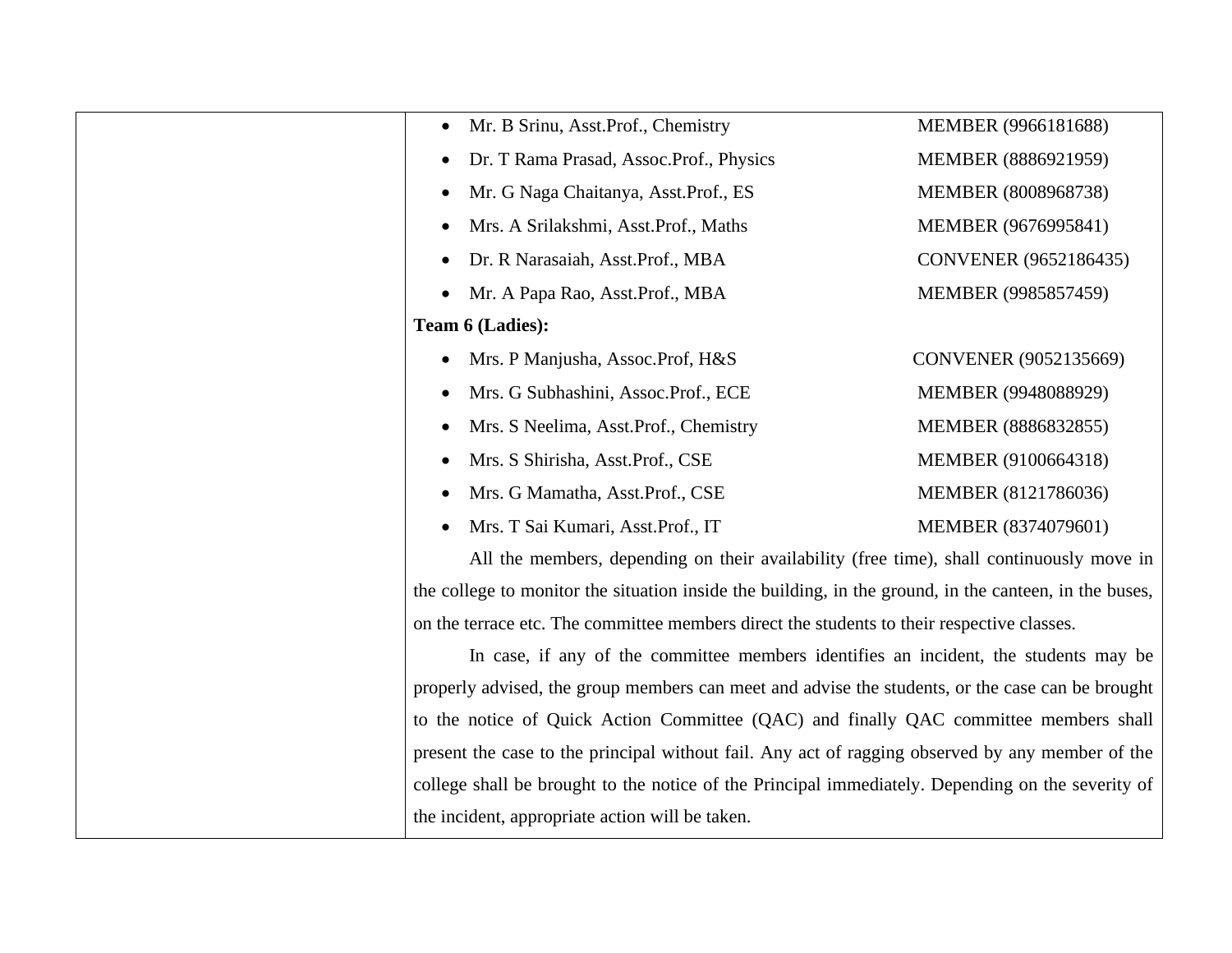| | |
|---|---|
| | • Mr. B Srinu, Asst.Prof., Chemistry MEMBER (9966181688)<br>• Dr. T Rama Prasad, Assoc.Prof., Physics MEMBER (8886921959)<br>• Mr. G Naga Chaitanya, Asst.Prof., ES MEMBER (8008968738)<br>• Mrs. A Srilakshmi, Asst.Prof., Maths MEMBER (9676995841)<br>• Dr. R Narasaiah, Asst.Prof., MBA CONVENER (9652186435)<br>• Mr. A Papa Rao, Asst.Prof., MBA MEMBER (9985857459)<br>**Team 6 (Ladies):**<br>• Mrs. P Manjusha, Assoc.Prof, H&S CONVENER (9052135669)<br>• Mrs. G Subhashini, Assoc.Prof., ECE MEMBER (9948088929)<br>• Mrs. S Neelima, Asst.Prof., Chemistry MEMBER (8886832855)<br>• Mrs. S Shirisha, Asst.Prof., CSE MEMBER (9100664318)<br>• Mrs. G Mamatha, Asst.Prof., CSE MEMBER (8121786036)<br>• Mrs. T Sai Kumari, Asst.Prof., IT MEMBER (8374079601)<br>All the members, depending on their availability (free time), shall continuously move in the college to monitor the situation inside the building, in the ground, in the canteen, in the buses, on the terrace etc. The committee members direct the students to their respective classes.<br>In case, if any of the committee members identifies an incident, the students may be properly advised, the group members can meet and advise the students, or the case can be brought to the notice of Quick Action Committee (QAC) and finally QAC committee members shall present the case to the principal without fail. Any act of ragging observed by any member of the college shall be brought to the notice of the Principal immediately. Depending on the severity of the incident, appropriate action will be taken. |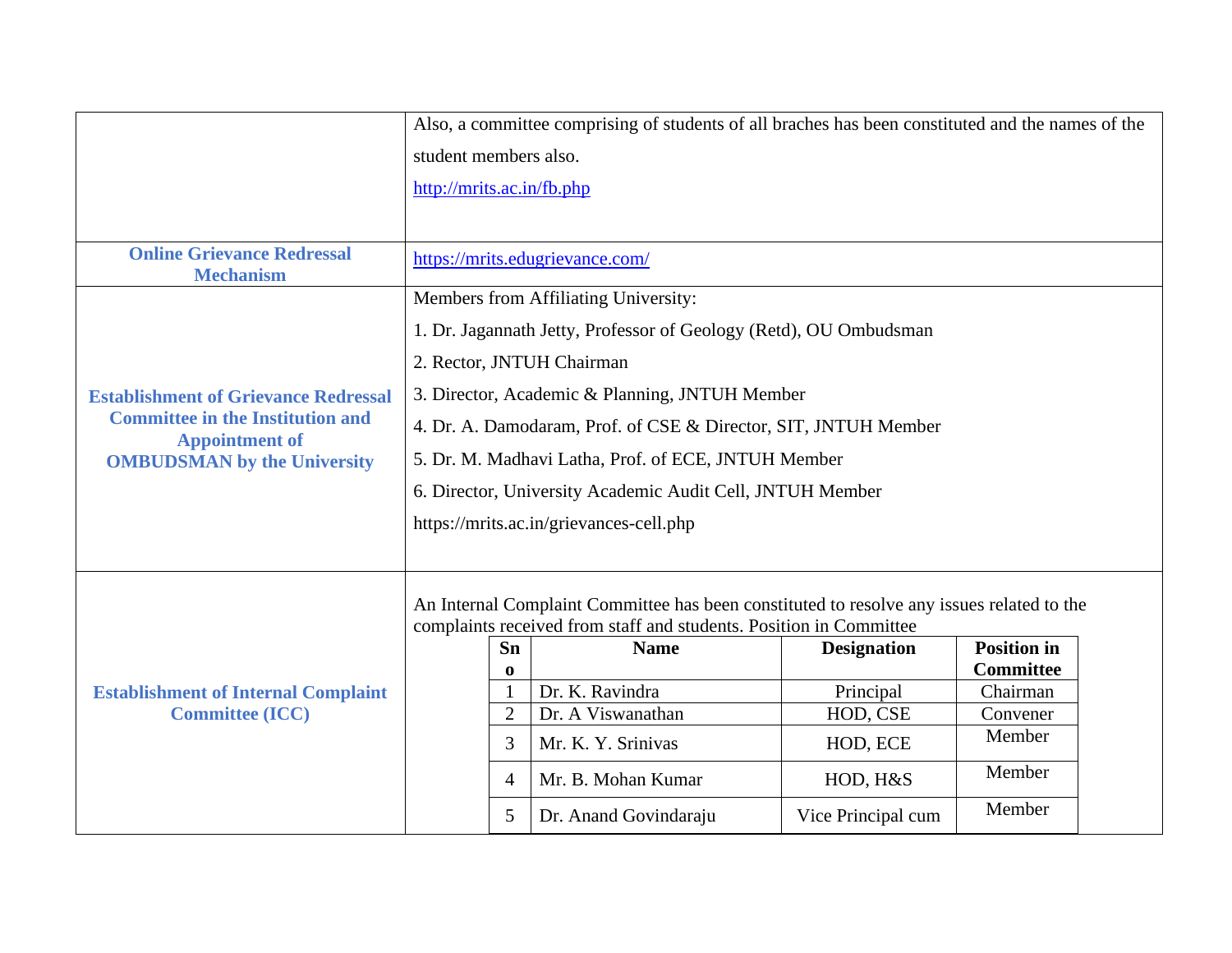| | |
|---|---|
| | Also, a committee comprising of students of all braches has been constituted and the names of the student members also.<br>http://mrits.ac.in/fb.php |
| **Online Grievance Redressal Mechanism** | https://mrits.edugrievance.com/ |
| **Establishment of Grievance Redressal Committee in the Institution and Appointment of OMBUDSMAN by the University** | Members from Affiliating University:<br>1. Dr. Jagannath Jetty, Professor of Geology (Retd), OU Ombudsman<br>2. Rector, JNTUH Chairman<br>3. Director, Academic & Planning, JNTUH Member<br>4. Dr. A. Damodaram, Prof. of CSE & Director, SIT, JNTUH Member<br>5. Dr. M. Madhavi Latha, Prof. of ECE, JNTUH Member<br>6. Director, University Academic Audit Cell, JNTUH Member<br>https://mrits.ac.in/grievances-cell.php |
| **Establishment of Internal Complaint Committee (ICC)** | An Internal Complaint Committee has been constituted to resolve any issues related to the complaints received from staff and students. Position in Committee |

| Sno | Name | Designation | Position in Committee |
|---|---|---|---|
| 1 | Dr. K. Ravindra | Principal | Chairman |
| 2 | Dr. A Viswanathan | HOD, CSE | Convener |
| 3 | Mr. K. Y. Srinivas | HOD, ECE | Member |
| 4 | Mr. B. Mohan Kumar | HOD, H&S | Member |
| 5 | Dr. Anand Govindaraju | Vice Principal cum | Member |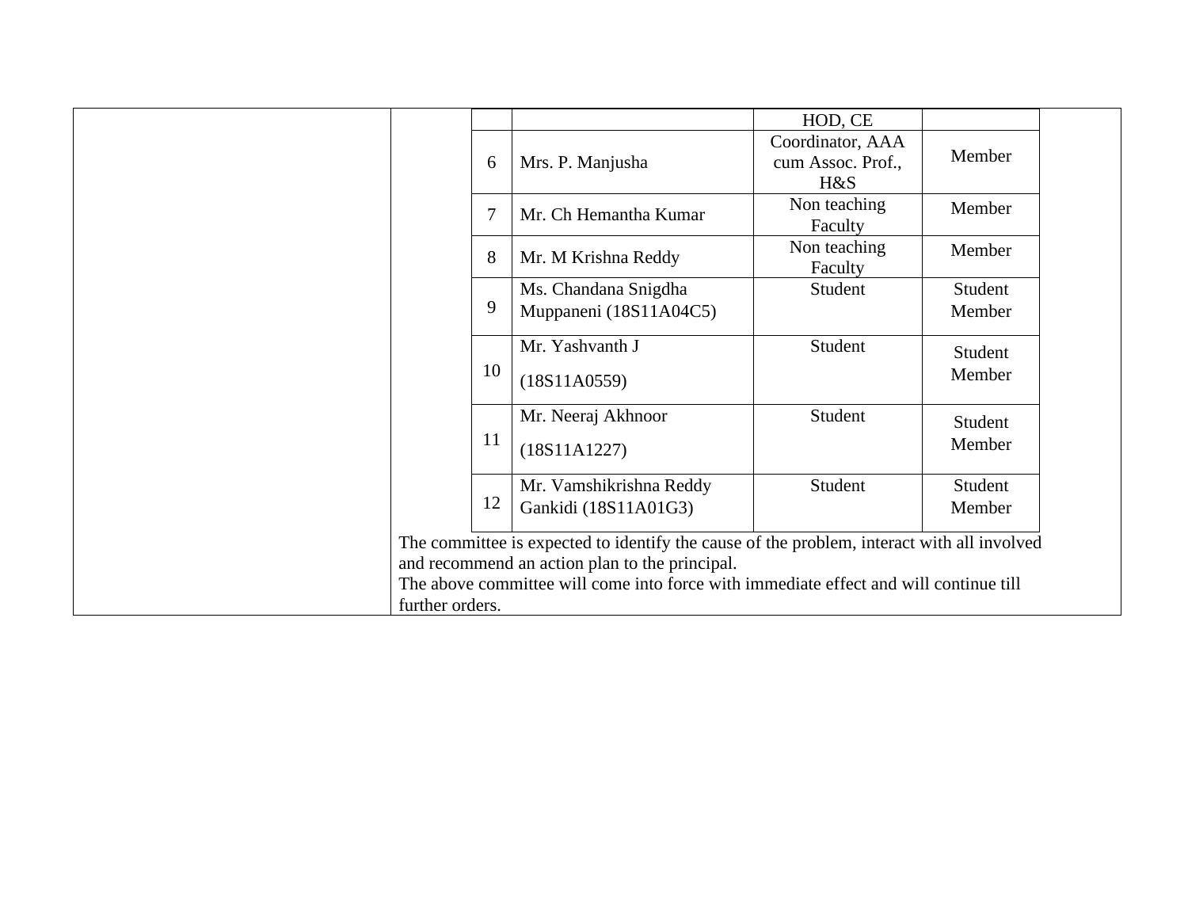| | | | |
|---|---|---|---|
| | | HOD, CE | |
| 6 | Mrs. P. Manjusha | Coordinator, AAA cum Assoc. Prof., H&S | Member |
| 7 | Mr. Ch Hemantha Kumar | Non teaching Faculty | Member |
| 8 | Mr. M Krishna Reddy | Non teaching Faculty | Member |
| 9 | Ms. Chandana Snigdha Muppaneni (18S11A04C5) | Student | Student Member |
| 10 | Mr. Yashvanth J (18S11A0559) | Student | Student Member |
| 11 | Mr. Neeraj Akhnoor (18S11A1227) | Student | Student Member |
| 12 | Mr. Vamshikrishna Reddy Gankidi (18S11A01G3) | Student | Student Member |

The committee is expected to identify the cause of the problem, interact with all involved and recommend an action plan to the principal.

The above committee will come into force with immediate effect and will continue till further orders.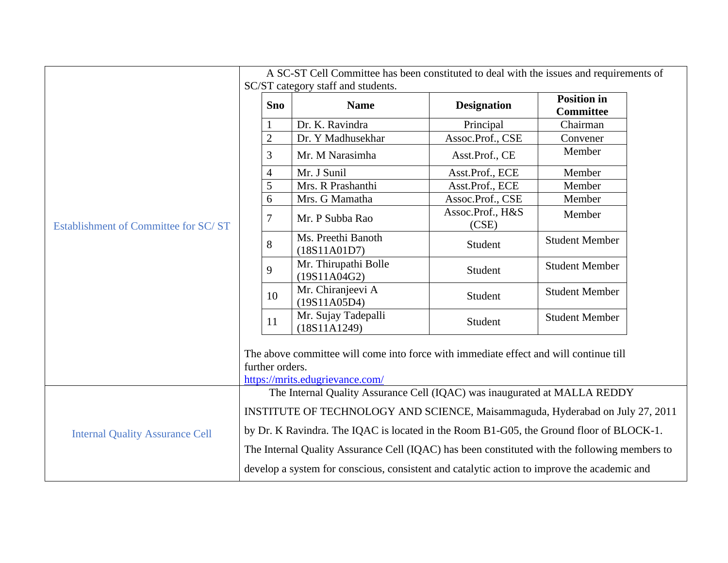| | |
|---|---|
| Establishment of Committee for SC/ ST | A SC-ST Cell Committee has been constituted to deal with the issues and requirements of SC/ST category staff and students. (see table below) The above committee will come into force with immediate effect and will continue till further orders. https://mrits.edugrievance.com/ |

| Sno | Name | Designation | Position in Committee |
|---|---|---|---|
| 1 | Dr. K. Ravindra | Principal | Chairman |
| 2 | Dr. Y Madhusekhar | Assoc.Prof., CSE | Convener |
| 3 | Mr. M Narasimha | Asst.Prof., CE | Member |
| 4 | Mr. J Sunil | Asst.Prof., ECE | Member |
| 5 | Mrs. R Prashanthi | Asst.Prof., ECE | Member |
| 6 | Mrs. G Mamatha | Assoc.Prof., CSE | Member |
| 7 | Mr. P Subba Rao | Assoc.Prof., H&S (CSE) | Member |
| 8 | Ms. Preethi Banoth (18S11A01D7) | Student | Student Member |
| 9 | Mr. Thirupathi Bolle (19S11A04G2) | Student | Student Member |
| 10 | Mr. Chiranjeevi A (19S11A05D4) | Student | Student Member |
| 11 | Mr. Sujay Tadepalli (18S11A1249) | Student | Student Member |

| | |
|---|---|
| Internal Quality Assurance Cell | The Internal Quality Assurance Cell (IQAC) was inaugurated at MALLA REDDY INSTITUTE OF TECHNOLOGY AND SCIENCE, Maisammaguda, Hyderabad on July 27, 2011 by Dr. K Ravindra. The IQAC is located in the Room B1-G05, the Ground floor of BLOCK-1. The Internal Quality Assurance Cell (IQAC) has been constituted with the following members to develop a system for conscious, consistent and catalytic action to improve the academic and |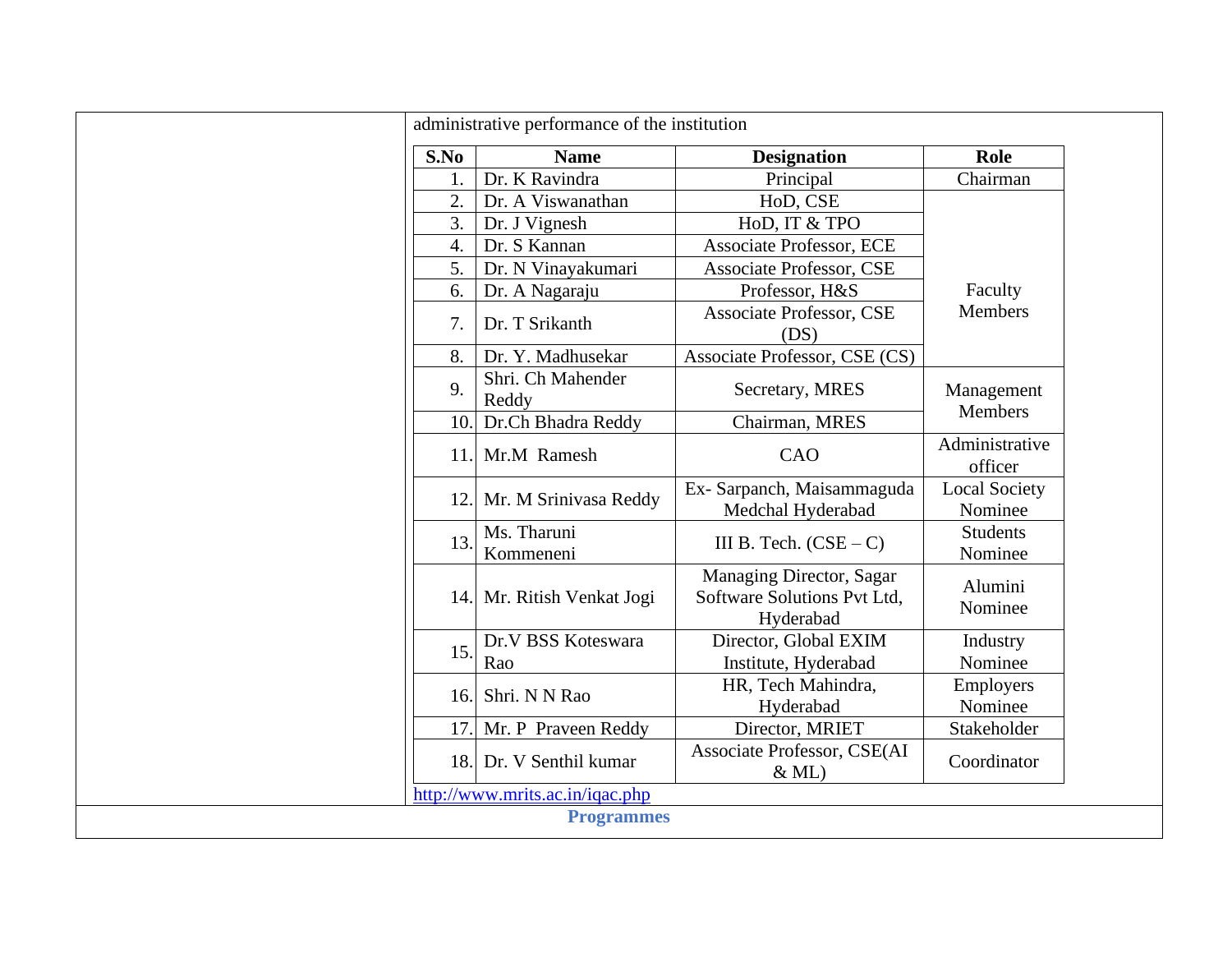administrative performance of the institution

| S.No | Name | Designation | Role |
|---|---|---|---|
| 1. | Dr. K Ravindra | Principal | Chairman |
| 2. | Dr. A Viswanathan | HoD, CSE | Faculty Members |
| 3. | Dr. J Vignesh | HoD, IT & TPO | |
| 4. | Dr. S Kannan | Associate Professor, ECE | |
| 5. | Dr. N Vinayakumari | Associate Professor, CSE | |
| 6. | Dr. A Nagaraju | Professor, H&S | |
| 7. | Dr. T Srikanth | Associate Professor, CSE (DS) | |
| 8. | Dr. Y. Madhusekar | Associate Professor, CSE (CS) | |
| 9. | Shri. Ch Mahender Reddy | Secretary, MRES | Management Members |
| 10. | Dr.Ch Bhadra Reddy | Chairman, MRES | |
| 11. | Mr.M Ramesh | CAO | Administrative officer |
| 12. | Mr. M Srinivasa Reddy | Ex- Sarpanch, Maisammaguda Medchal Hyderabad | Local Society Nominee |
| 13. | Ms. Tharuni Kommeneni | III B. Tech. (CSE – C) | Students Nominee |
| 14. | Mr. Ritish Venkat Jogi | Managing Director, Sagar Software Solutions Pvt Ltd, Hyderabad | Alumini Nominee |
| 15. | Dr.V BSS Koteswara Rao | Director, Global EXIM Institute, Hyderabad | Industry Nominee |
| 16. | Shri. N N Rao | HR, Tech Mahindra, Hyderabad | Employers Nominee |
| 17. | Mr. P Praveen Reddy | Director, MRIET | Stakeholder |
| 18. | Dr. V Senthil kumar | Associate Professor, CSE(AI & ML) | Coordinator |

http://www.mrits.ac.in/iqac.php

**Programmes**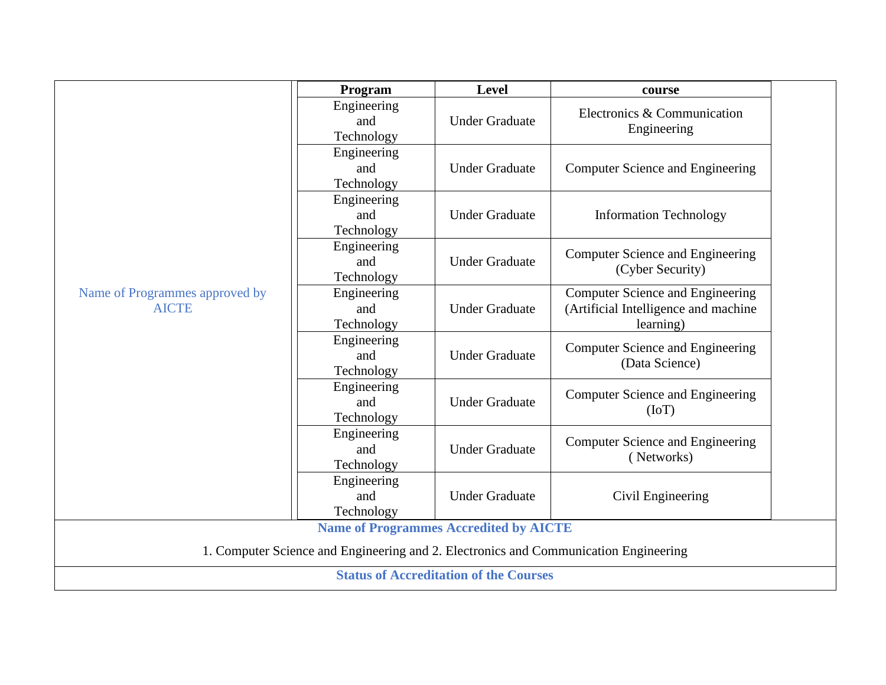| Name of Programmes approved by AICTE | Program | Level | course |
|---|---|---|---|
| | Engineering and Technology | Under Graduate | Electronics & Communication Engineering |
| | Engineering and Technology | Under Graduate | Computer Science and Engineering |
| | Engineering and Technology | Under Graduate | Information Technology |
| | Engineering and Technology | Under Graduate | Computer Science and Engineering (Cyber Security) |
| | Engineering and Technology | Under Graduate | Computer Science and Engineering (Artificial Intelligence and machine learning) |
| | Engineering and Technology | Under Graduate | Computer Science and Engineering (Data Science) |
| | Engineering and Technology | Under Graduate | Computer Science and Engineering (IoT) |
| | Engineering and Technology | Under Graduate | Computer Science and Engineering ( Networks) |
| | Engineering and Technology | Under Graduate | Civil Engineering |

**Name of Programmes Accredited by AICTE**

1. Computer Science and Engineering and 2. Electronics and Communication Engineering

**Status of Accreditation of the Courses**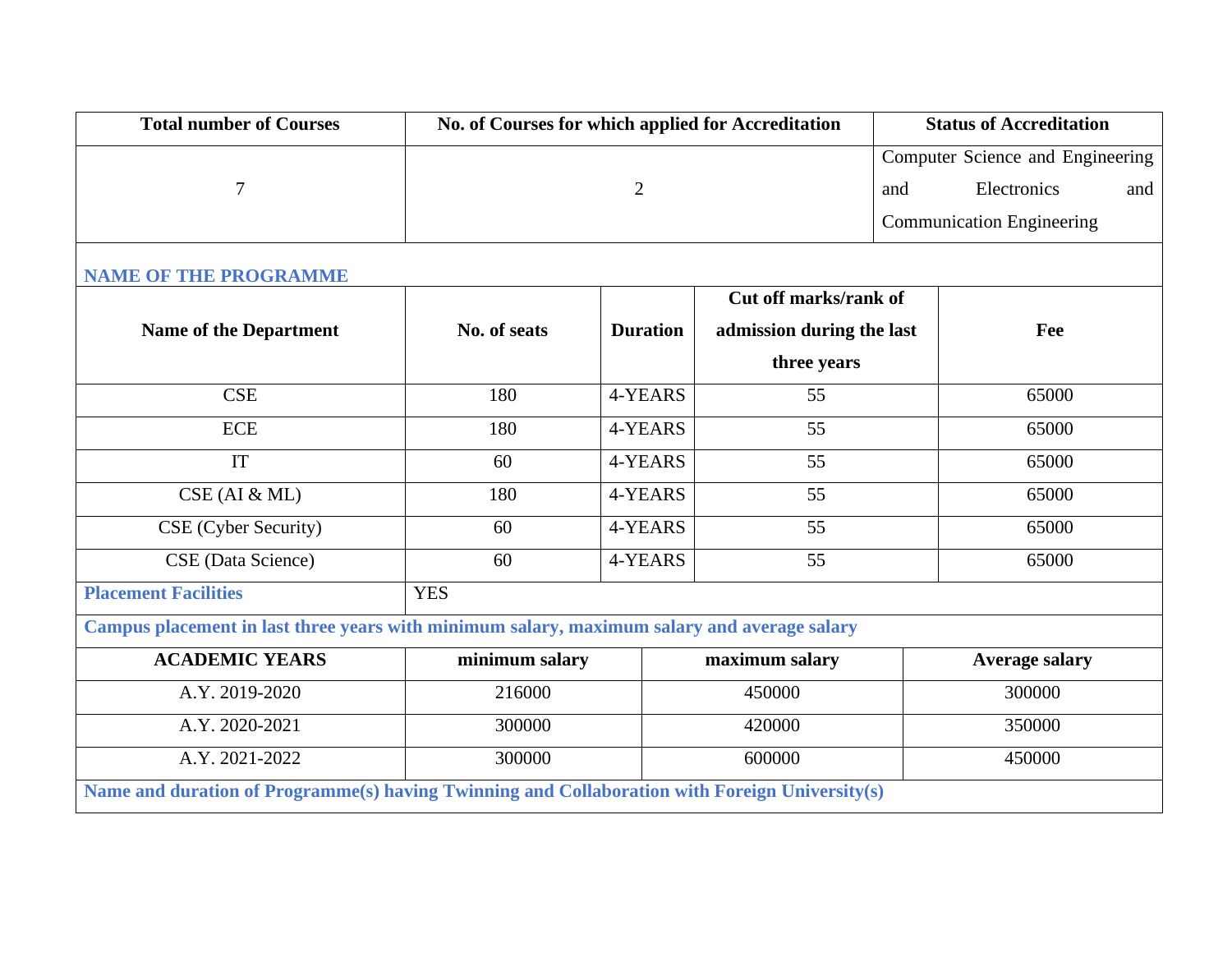| Total number of Courses | No. of Courses for which applied for Accreditation | Status of Accreditation |
|---|---|---|
| 7 | 2 | Computer Science and Engineering and Electronics and Communication Engineering |

### NAME OF THE PROGRAMME

| Name of the Department | No. of seats | Duration | Cut off marks/rank of admission during the last three years | Fee |
|---|---|---|---|---|
| CSE | 180 | 4-YEARS | 55 | 65000 |
| ECE | 180 | 4-YEARS | 55 | 65000 |
| IT | 60 | 4-YEARS | 55 | 65000 |
| CSE (AI & ML) | 180 | 4-YEARS | 55 | 65000 |
| CSE (Cyber Security) | 60 | 4-YEARS | 55 | 65000 |
| CSE (Data Science) | 60 | 4-YEARS | 55 | 65000 |

**Placement Facilities**: YES

**Campus placement in last three years with minimum salary, maximum salary and average salary**

| ACADEMIC YEARS | minimum salary | maximum salary | Average salary |
|---|---|---|---|
| A.Y. 2019-2020 | 216000 | 450000 | 300000 |
| A.Y. 2020-2021 | 300000 | 420000 | 350000 |
| A.Y. 2021-2022 | 300000 | 600000 | 450000 |

**Name and duration of Programme(s) having Twinning and Collaboration with Foreign University(s)**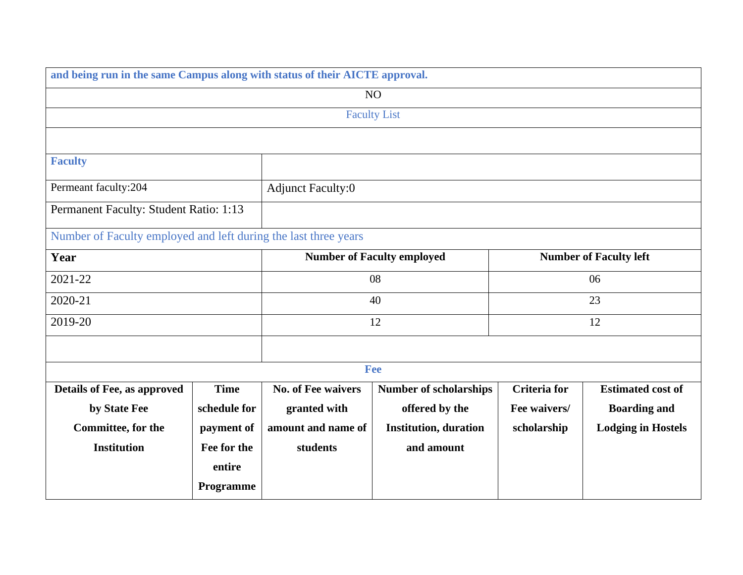**and being run in the same Campus along with status of their AICTE approval.**

NO

Faculty List

| **Faculty** | |
|---|---|
| Permeant faculty:204 | Adjunct Faculty:0 |
| Permanent Faculty: Student Ratio: 1:13 | |

Number of Faculty employed and left during the last three years

| **Year** | **Number of Faculty employed** | **Number of Faculty left** |
|---|---|---|
| 2021-22 | 08 | 06 |
| 2020-21 | 40 | 23 |
| 2019-20 | 12 | 12 |

**Fee**

| **Details of Fee, as approved by State Fee Committee, for the Institution** | **Time schedule for payment of Fee for the entire Programme** | **No. of Fee waivers granted with amount and name of students** | **Number of scholarships offered by the Institution, duration and amount** | **Criteria for Fee waivers/ scholarship** | **Estimated cost of Boarding and Lodging in Hostels** |
|---|---|---|---|---|---|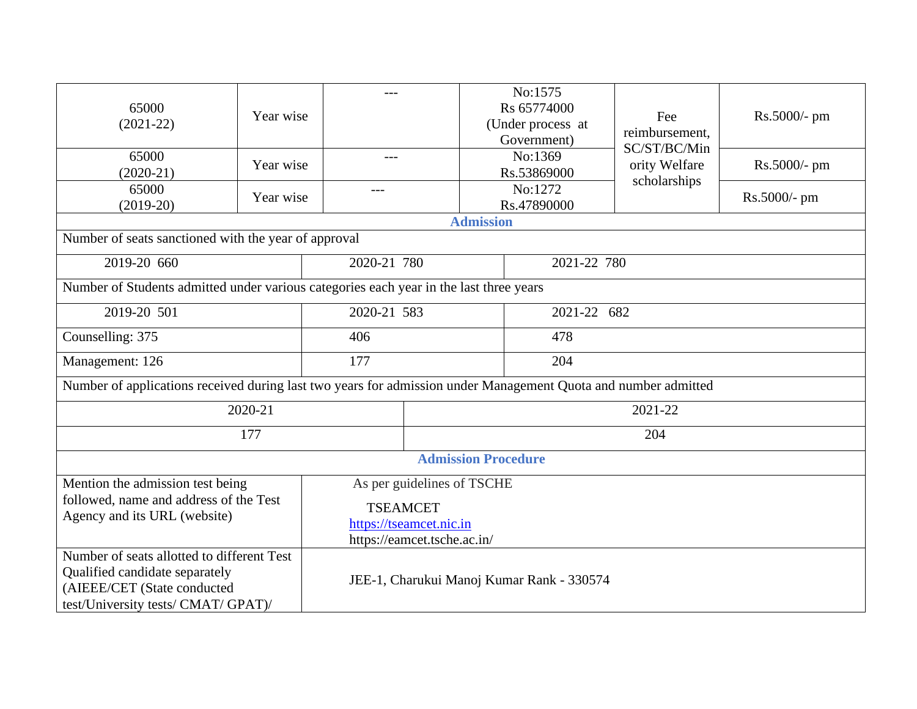| 65000 (2021-22) | Year wise | --- | No:1575 Rs 65774000 (Under process at Government) | Fee reimbursement, SC/ST/BC/Minority Welfare scholarships | Rs.5000/- pm |
|---|---|---|---|---|---|
| 65000 (2020-21) | Year wise | --- | No:1369 Rs.53869000 | | Rs.5000/- pm |
| 65000 (2019-20) | Year wise | --- | No:1272 Rs.47890000 | | Rs.5000/- pm |

**Admission**

| Number of seats sanctioned with the year of approval | | |
|---|---|---|
| 2019-20 660 | 2020-21 780 | 2021-22 780 |
| **Number of Students admitted under various categories each year in the last three years** | | |
| 2019-20 501 | 2020-21 583 | 2021-22 682 |
| Counselling: 375 | 406 | 478 |
| Management: 126 | 177 | 204 |

| Number of applications received during last two years for admission under Management Quota and number admitted | |
|---|---|
| 2020-21 | 2021-22 |
| 177 | 204 |

**Admission Procedure**

| | |
|---|---|
| Mention the admission test being followed, name and address of the Test Agency and its URL (website) | As per guidelines of TSCHE<br>TSEAMCET<br>https://tseamcet.nic.in<br>https://eamcet.tsche.ac.in/ |
| Number of seats allotted to different Test Qualified candidate separately (AIEEE/CET (State conducted test/University tests/ CMAT/ GPAT)/ | JEE-1, Charukui Manoj Kumar Rank - 330574 |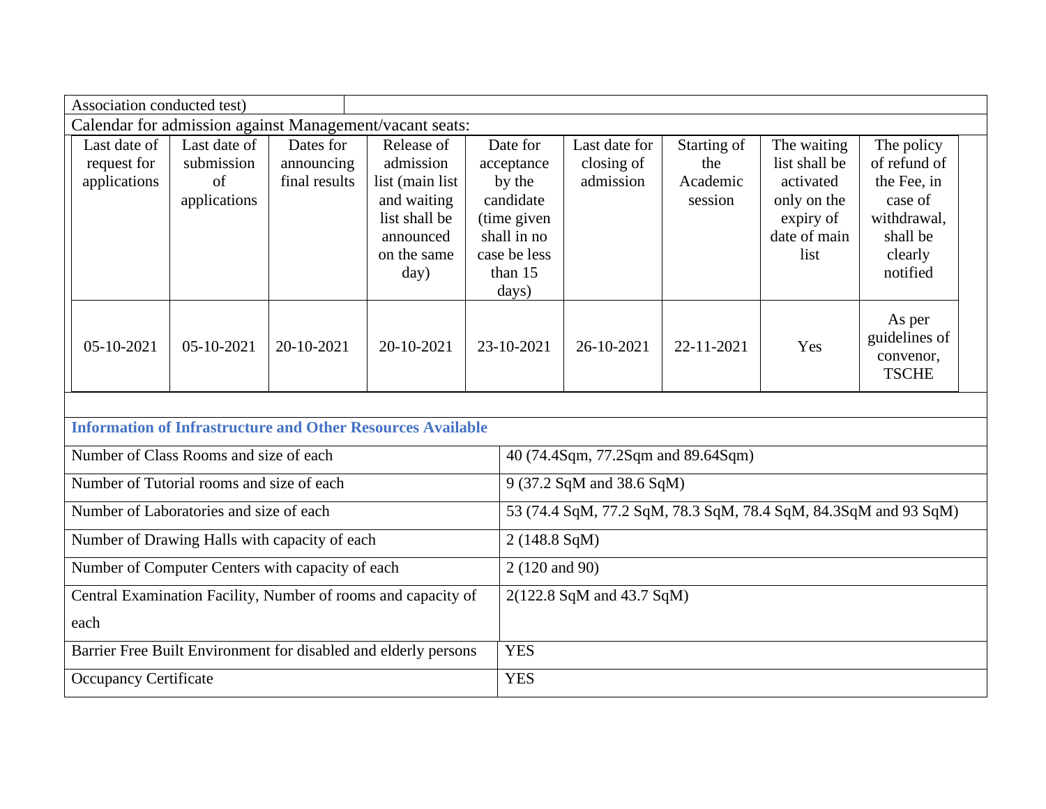| Association conducted test) | |
|---|---|

Calendar for admission against Management/vacant seats:

| Last date of request for applications | Last date of submission of applications | Dates for announcing final results | Release of admission list (main list and waiting list shall be announced on the same day) | Date for acceptance by the candidate (time given shall in no case be less than 15 days) | Last date for closing of admission | Starting of the Academic session | The waiting list shall be activated only on the expiry of date of main list | The policy of refund of the Fee, in case of withdrawal, shall be clearly notified |
|---|---|---|---|---|---|---|---|---|
| 05-10-2021 | 05-10-2021 | 20-10-2021 | 20-10-2021 | 23-10-2021 | 26-10-2021 | 22-11-2021 | Yes | As per guidelines of convenor, TSCHE |

**Information of Infrastructure and Other Resources Available**

| | |
|---|---|
| Number of Class Rooms and size of each | 40 (74.4Sqm, 77.2Sqm and 89.64Sqm) |
| Number of Tutorial rooms and size of each | 9 (37.2 SqM and 38.6 SqM) |
| Number of Laboratories and size of each | 53 (74.4 SqM, 77.2 SqM, 78.3 SqM, 78.4 SqM, 84.3SqM and 93 SqM) |
| Number of Drawing Halls with capacity of each | 2 (148.8 SqM) |
| Number of Computer Centers with capacity of each | 2 (120 and 90) |
| Central Examination Facility, Number of rooms and capacity of each | 2(122.8 SqM and 43.7 SqM) |
| Barrier Free Built Environment for disabled and elderly persons | YES |
| Occupancy Certificate | YES |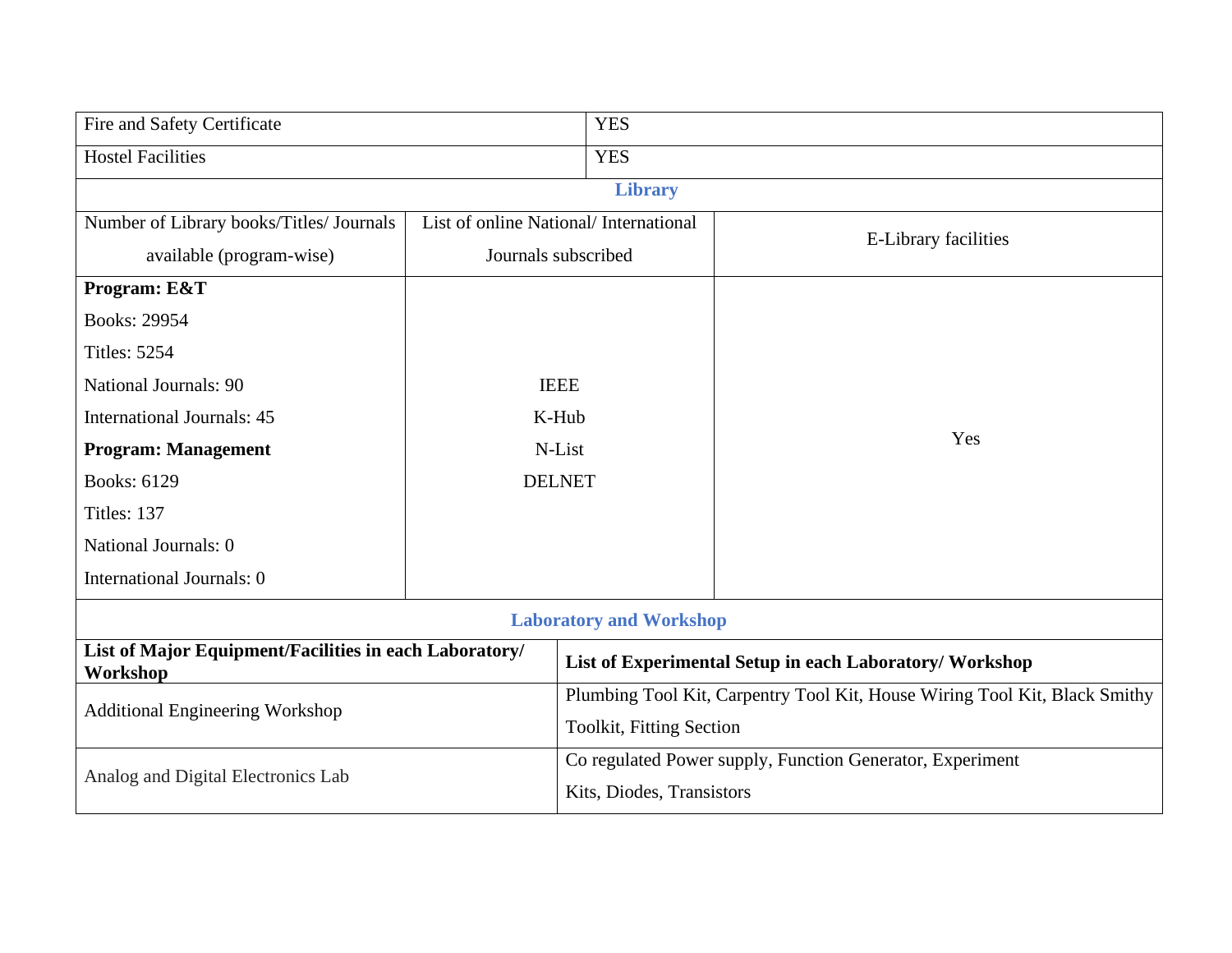| Fire and Safety Certificate | YES | |
|---|---|---|
| Hostel Facilities | YES | |
| **Library** | | |
| Number of Library books/Titles/ Journals available (program-wise) | List of online National/ International Journals subscribed | E-Library facilities |
| **Program: E&T**<br>Books: 29954<br>Titles: 5254<br>National Journals: 90<br>International Journals: 45<br>**Program: Management**<br>Books: 6129<br>Titles: 137<br>National Journals: 0<br>International Journals: 0 | IEEE<br>K-Hub<br>N-List<br>DELNET | Yes |

| **Laboratory and Workshop** | |
|---|---|
| **List of Major Equipment/Facilities in each Laboratory/ Workshop** | **List of Experimental Setup in each Laboratory/ Workshop** |
| Additional Engineering Workshop | Plumbing Tool Kit, Carpentry Tool Kit, House Wiring Tool Kit, Black Smithy Toolkit, Fitting Section |
| Analog and Digital Electronics Lab | Co regulated Power supply, Function Generator, Experiment Kits, Diodes, Transistors |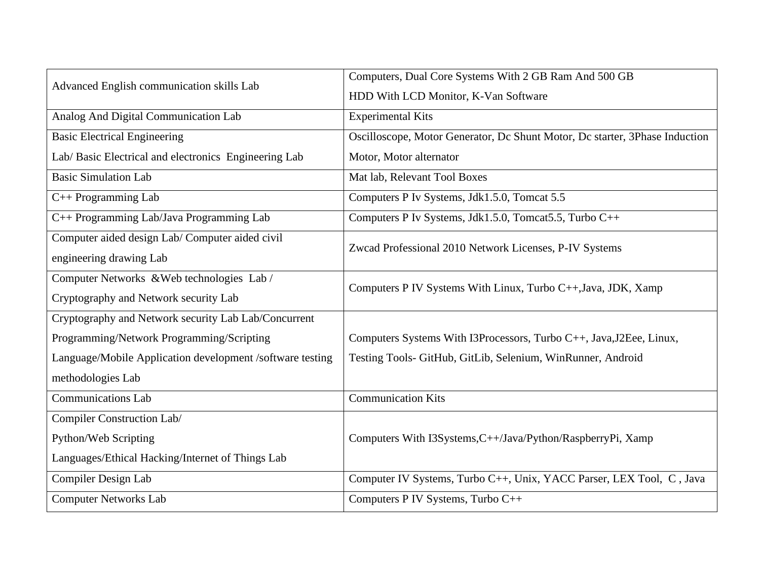| Advanced English communication skills Lab | Computers, Dual Core Systems With 2 GB Ram And 500 GB HDD With LCD Monitor, K-Van Software |
|---|---|
| Analog And Digital Communication Lab | Experimental Kits |
| Basic Electrical Engineering Lab/ Basic Electrical and electronics Engineering Lab | Oscilloscope, Motor Generator, Dc Shunt Motor, Dc starter, 3Phase Induction Motor, Motor alternator |
| Basic Simulation Lab | Mat lab, Relevant Tool Boxes |
| C++ Programming Lab | Computers P Iv Systems, Jdk1.5.0, Tomcat 5.5 |
| C++ Programming Lab/Java Programming Lab | Computers P Iv Systems, Jdk1.5.0, Tomcat5.5, Turbo C++ |
| Computer aided design Lab/ Computer aided civil engineering drawing Lab | Zwcad Professional 2010 Network Licenses, P-IV Systems |
| Computer Networks &Web technologies Lab / Cryptography and Network security Lab | Computers P IV Systems With Linux, Turbo C++,Java, JDK, Xamp |
| Cryptography and Network security Lab Lab/Concurrent Programming/Network Programming/Scripting Language/Mobile Application development /software testing methodologies Lab | Computers Systems With I3Processors, Turbo C++, Java,J2Eee, Linux, Testing Tools- GitHub, GitLib, Selenium, WinRunner, Android |
| Communications Lab | Communication Kits |
| Compiler Construction Lab/ Python/Web Scripting Languages/Ethical Hacking/Internet of Things Lab | Computers With I3Systems,C++/Java/Python/RaspberryPi, Xamp |
| Compiler Design Lab | Computer IV Systems, Turbo C++, Unix, YACC Parser, LEX Tool, C , Java |
| Computer Networks Lab | Computers P IV Systems, Turbo C++ |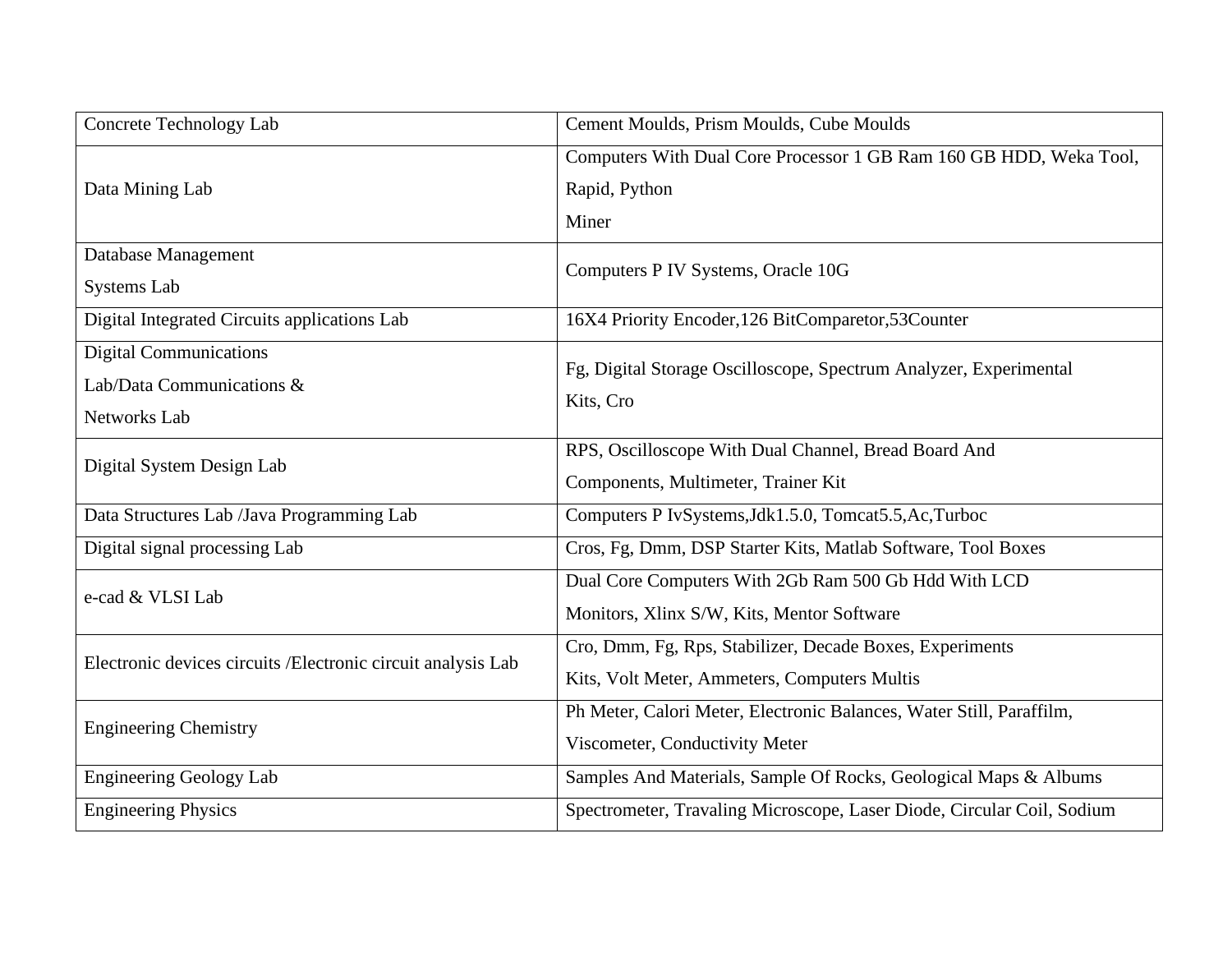| Concrete Technology Lab | Cement Moulds, Prism Moulds, Cube Moulds |
|---|---|
| Data Mining Lab | Computers With Dual Core Processor 1 GB Ram 160 GB HDD, Weka Tool, Rapid, Python Miner |
| Database Management Systems Lab | Computers P IV Systems, Oracle 10G |
| Digital Integrated Circuits applications Lab | 16X4 Priority Encoder,126 BitComparetor,53Counter |
| Digital Communications Lab/Data Communications & Networks Lab | Fg, Digital Storage Oscilloscope, Spectrum Analyzer, Experimental Kits, Cro |
| Digital System Design Lab | RPS, Oscilloscope With Dual Channel, Bread Board And Components, Multimeter, Trainer Kit |
| Data Structures Lab /Java Programming Lab | Computers P IvSystems,Jdk1.5.0, Tomcat5.5,Ac,Turboc |
| Digital signal processing Lab | Cros, Fg, Dmm, DSP Starter Kits, Matlab Software, Tool Boxes |
| e-cad & VLSI Lab | Dual Core Computers With 2Gb Ram 500 Gb Hdd With LCD Monitors, Xlinx S/W, Kits, Mentor Software |
| Electronic devices circuits /Electronic circuit analysis Lab | Cro, Dmm, Fg, Rps, Stabilizer, Decade Boxes, Experiments Kits, Volt Meter, Ammeters, Computers Multis |
| Engineering Chemistry | Ph Meter, Calori Meter, Electronic Balances, Water Still, Paraffilm, Viscometer, Conductivity Meter |
| Engineering Geology Lab | Samples And Materials, Sample Of Rocks, Geological Maps & Albums |
| Engineering Physics | Spectrometer, Travaling Microscope, Laser Diode, Circular Coil, Sodium |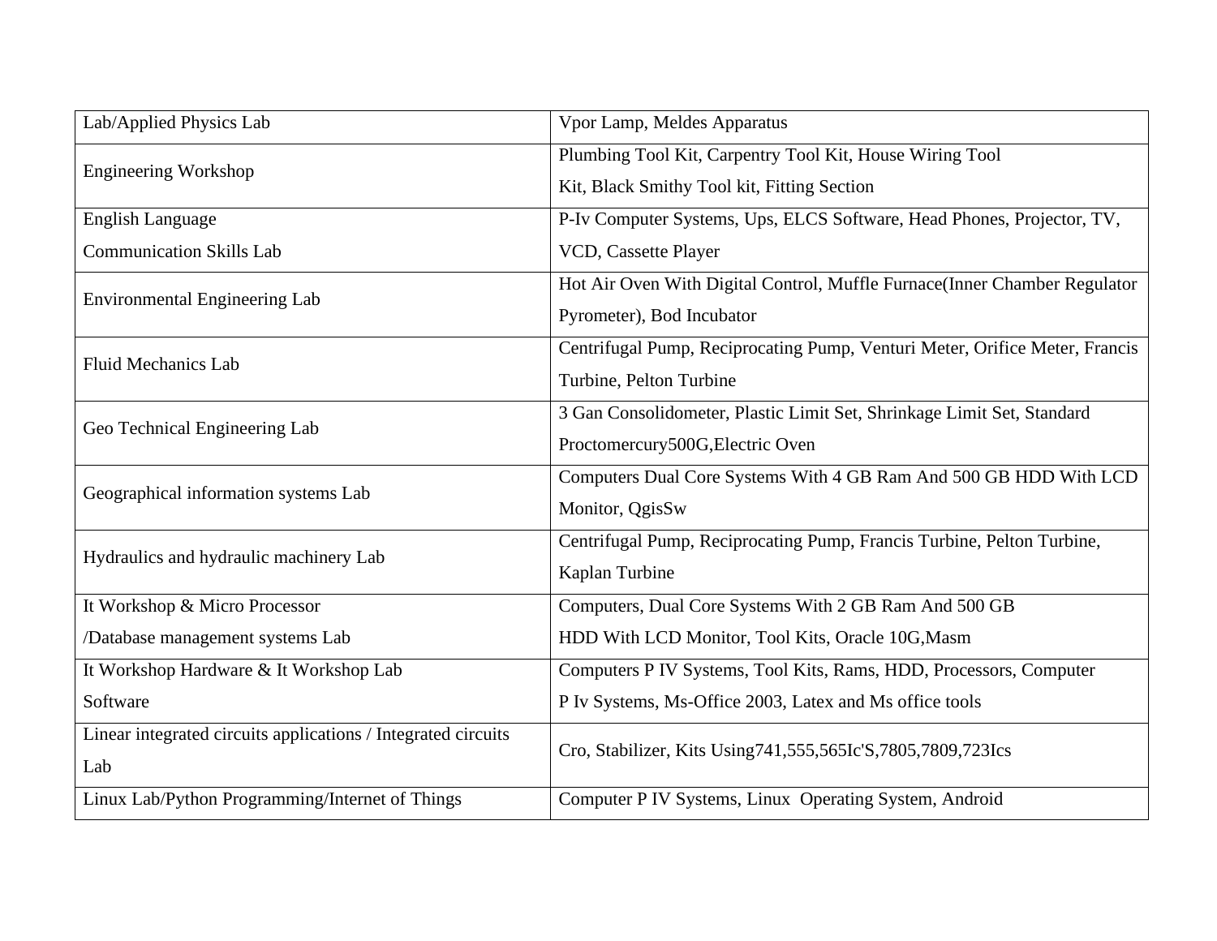| Lab/Applied Physics Lab | Vpor Lamp, Meldes Apparatus |
|---|---|
| Engineering Workshop | Plumbing Tool Kit, Carpentry Tool Kit, House Wiring Tool Kit, Black Smithy Tool kit, Fitting Section |
| English Language Communication Skills Lab | P-Iv Computer Systems, Ups, ELCS Software, Head Phones, Projector, TV, VCD, Cassette Player |
| Environmental Engineering Lab | Hot Air Oven With Digital Control, Muffle Furnace(Inner Chamber Regulator Pyrometer), Bod Incubator |
| Fluid Mechanics Lab | Centrifugal Pump, Reciprocating Pump, Venturi Meter, Orifice Meter, Francis Turbine, Pelton Turbine |
| Geo Technical Engineering Lab | 3 Gan Consolidometer, Plastic Limit Set, Shrinkage Limit Set, Standard Proctomercury500G,Electric Oven |
| Geographical information systems Lab | Computers Dual Core Systems With 4 GB Ram And 500 GB HDD With LCD Monitor, QgisSw |
| Hydraulics and hydraulic machinery Lab | Centrifugal Pump, Reciprocating Pump, Francis Turbine, Pelton Turbine, Kaplan Turbine |
| It Workshop & Micro Processor /Database management systems Lab | Computers, Dual Core Systems With 2 GB Ram And 500 GB HDD With LCD Monitor, Tool Kits, Oracle 10G,Masm |
| It Workshop Hardware & It Workshop Lab Software | Computers P IV Systems, Tool Kits, Rams, HDD, Processors, Computer P Iv Systems, Ms-Office 2003, Latex and Ms office tools |
| Linear integrated circuits applications / Integrated circuits Lab | Cro, Stabilizer, Kits Using741,555,565Ic'S,7805,7809,723Ics |
| Linux Lab/Python Programming/Internet of Things | Computer P IV Systems, Linux Operating System, Android |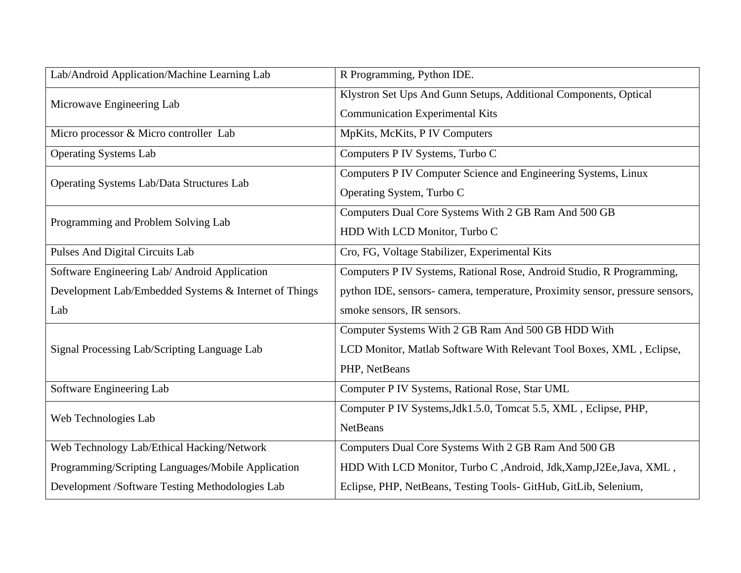| | |
|---|---|
| Lab/Android Application/Machine Learning Lab | R Programming, Python IDE. |
| Microwave Engineering Lab | Klystron Set Ups And Gunn Setups, Additional Components, Optical Communication Experimental Kits |
| Micro processor & Micro controller Lab | MpKits, McKits, P IV Computers |
| Operating Systems Lab | Computers P IV Systems, Turbo C |
| Operating Systems Lab/Data Structures Lab | Computers P IV Computer Science and Engineering Systems, Linux Operating System, Turbo C |
| Programming and Problem Solving Lab | Computers Dual Core Systems With 2 GB Ram And 500 GB HDD With LCD Monitor, Turbo C |
| Pulses And Digital Circuits Lab | Cro, FG, Voltage Stabilizer, Experimental Kits |
| Software Engineering Lab/ Android Application Development Lab/Embedded Systems & Internet of Things Lab | Computers P IV Systems, Rational Rose, Android Studio, R Programming, python IDE, sensors- camera, temperature, Proximity sensor, pressure sensors, smoke sensors, IR sensors. |
| Signal Processing Lab/Scripting Language Lab | Computer Systems With 2 GB Ram And 500 GB HDD With LCD Monitor, Matlab Software With Relevant Tool Boxes, XML , Eclipse, PHP, NetBeans |
| Software Engineering Lab | Computer P IV Systems, Rational Rose, Star UML |
| Web Technologies Lab | Computer P IV Systems,Jdk1.5.0, Tomcat 5.5, XML , Eclipse, PHP, NetBeans |
| Web Technology Lab/Ethical Hacking/Network Programming/Scripting Languages/Mobile Application Development /Software Testing Methodologies Lab | Computers Dual Core Systems With 2 GB Ram And 500 GB HDD With LCD Monitor, Turbo C ,Android, Jdk,Xamp,J2Ee,Java, XML , Eclipse, PHP, NetBeans, Testing Tools- GitHub, GitLib, Selenium, |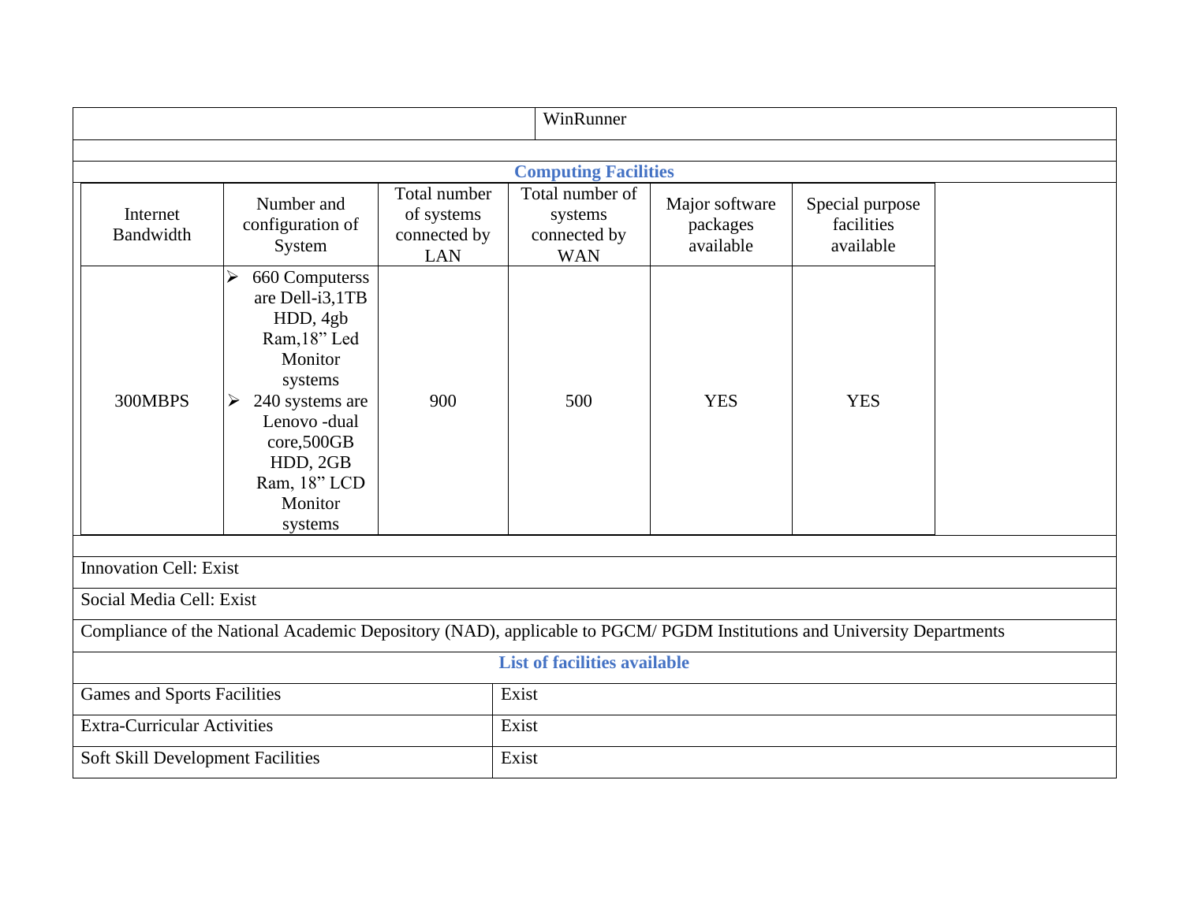| | WinRunner |
|---|---|

## Computing Facilities

| Internet Bandwidth | Number and configuration of System | Total number of systems connected by LAN | Total number of systems connected by WAN | Major software packages available | Special purpose facilities available |
|---|---|---|---|---|---|
| 300MBPS | ➢ 660 Computerss are Dell-i3,1TB HDD, 4gb Ram,18" Led Monitor systems ➢ 240 systems are Lenovo -dual core,500GB HDD, 2GB Ram, 18" LCD Monitor systems | 900 | 500 | YES | YES |

Innovation Cell: Exist

Social Media Cell: Exist

Compliance of the National Academic Depository (NAD), applicable to PGCM/ PGDM Institutions and University Departments

## List of facilities available

| Facility | Status |
|---|---|
| Games and Sports Facilities | Exist |
| Extra-Curricular Activities | Exist |
| Soft Skill Development Facilities | Exist |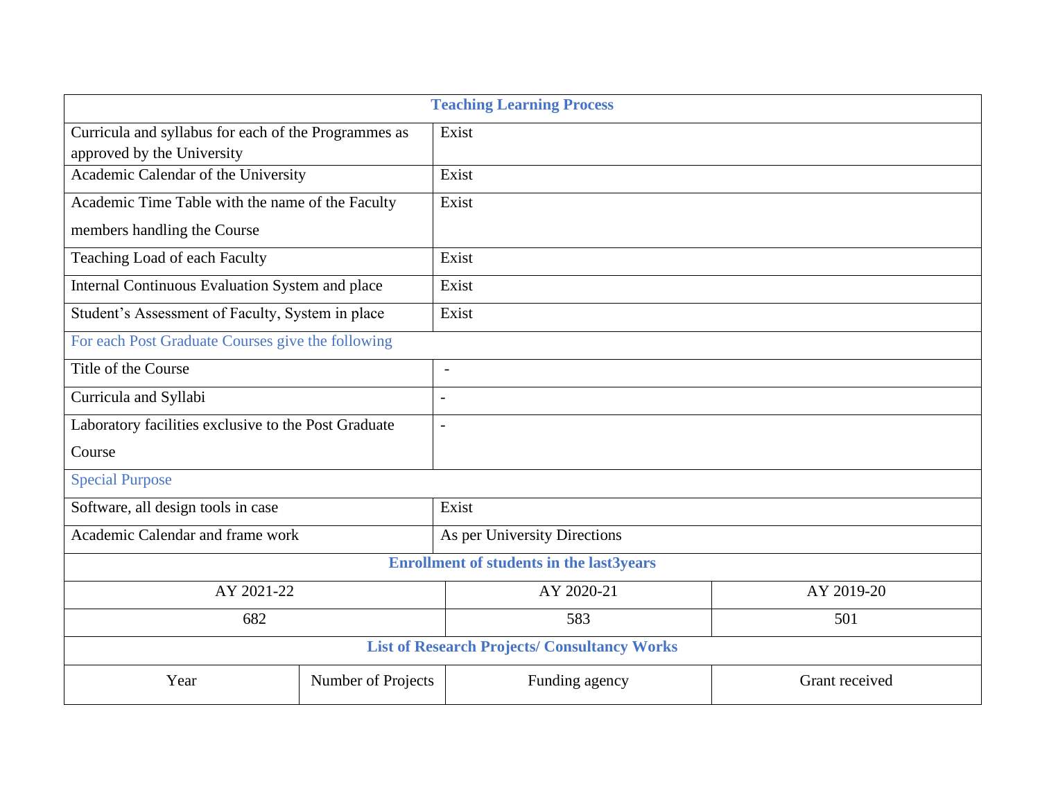| Teaching Learning Process | |
|---|---|
| Curricula and syllabus for each of the Programmes as approved by the University | Exist |
| Academic Calendar of the University | Exist |
| Academic Time Table with the name of the Faculty members handling the Course | Exist |
| Teaching Load of each Faculty | Exist |
| Internal Continuous Evaluation System and place | Exist |
| Student's Assessment of Faculty, System in place | Exist |
| For each Post Graduate Courses give the following | |
| Title of the Course | - |
| Curricula and Syllabi | - |
| Laboratory facilities exclusive to the Post Graduate Course | - |
| Special Purpose | |
| Software, all design tools in case | Exist |
| Academic Calendar and frame work | As per University Directions |

**Enrollment of students in the last3years**

| AY 2021-22 | AY 2020-21 | AY 2019-20 |
|---|---|---|
| 682 | 583 | 501 |

**List of Research Projects/ Consultancy Works**

| Year | Number of Projects | Funding agency | Grant received |
|---|---|---|---|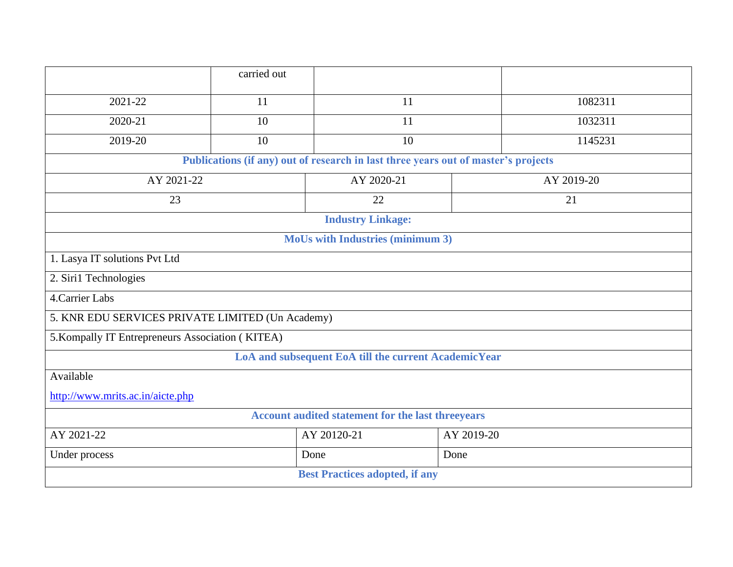|  | carried out |  |  |
|---|---|---|---|
| 2021-22 | 11 | 11 | 1082311 |
| 2020-21 | 10 | 11 | 1032311 |
| 2019-20 | 10 | 10 | 1145231 |

**Publications (if any) out of research in last three years out of master's projects**

| AY 2021-22 | AY 2020-21 | AY 2019-20 |
|---|---|---|
| 23 | 22 | 21 |

**Industry Linkage:**

**MoUs with Industries (minimum 3)**

1. Lasya IT solutions Pvt Ltd

2. Siri1 Technologies

4.Carrier Labs

5. KNR EDU SERVICES PRIVATE LIMITED (Un Academy)

5.Kompally IT Entrepreneurs Association ( KITEA)

**LoA and subsequent EoA till the current AcademicYear**

Available

http://www.mrits.ac.in/aicte.php

**Account audited statement for the last threeyears**

| AY 2021-22 | AY 20120-21 | AY 2019-20 |
|---|---|---|
| Under process | Done | Done |

**Best Practices adopted, if any**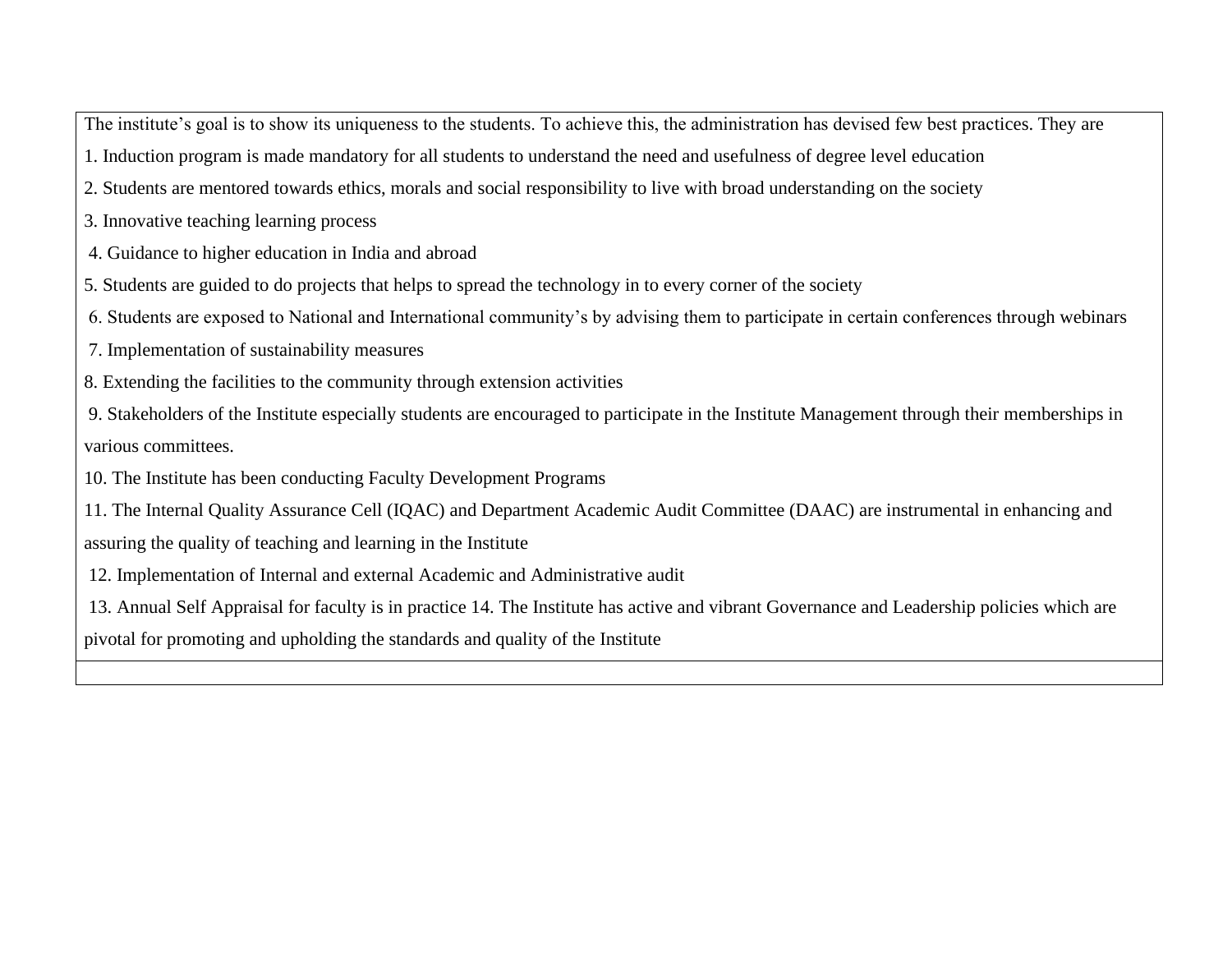The institute's goal is to show its uniqueness to the students. To achieve this, the administration has devised few best practices. They are

1. Induction program is made mandatory for all students to understand the need and usefulness of degree level education
2. Students are mentored towards ethics, morals and social responsibility to live with broad understanding on the society
3. Innovative teaching learning process
4. Guidance to higher education in India and abroad
5. Students are guided to do projects that helps to spread the technology in to every corner of the society
6. Students are exposed to National and International community's by advising them to participate in certain conferences through webinars
7. Implementation of sustainability measures
8. Extending the facilities to the community through extension activities
9. Stakeholders of the Institute especially students are encouraged to participate in the Institute Management through their memberships in various committees.
10. The Institute has been conducting Faculty Development Programs
11. The Internal Quality Assurance Cell (IQAC) and Department Academic Audit Committee (DAAC) are instrumental in enhancing and assuring the quality of teaching and learning in the Institute
12. Implementation of Internal and external Academic and Administrative audit
13. Annual Self Appraisal for faculty is in practice 14. The Institute has active and vibrant Governance and Leadership policies which are pivotal for promoting and upholding the standards and quality of the Institute